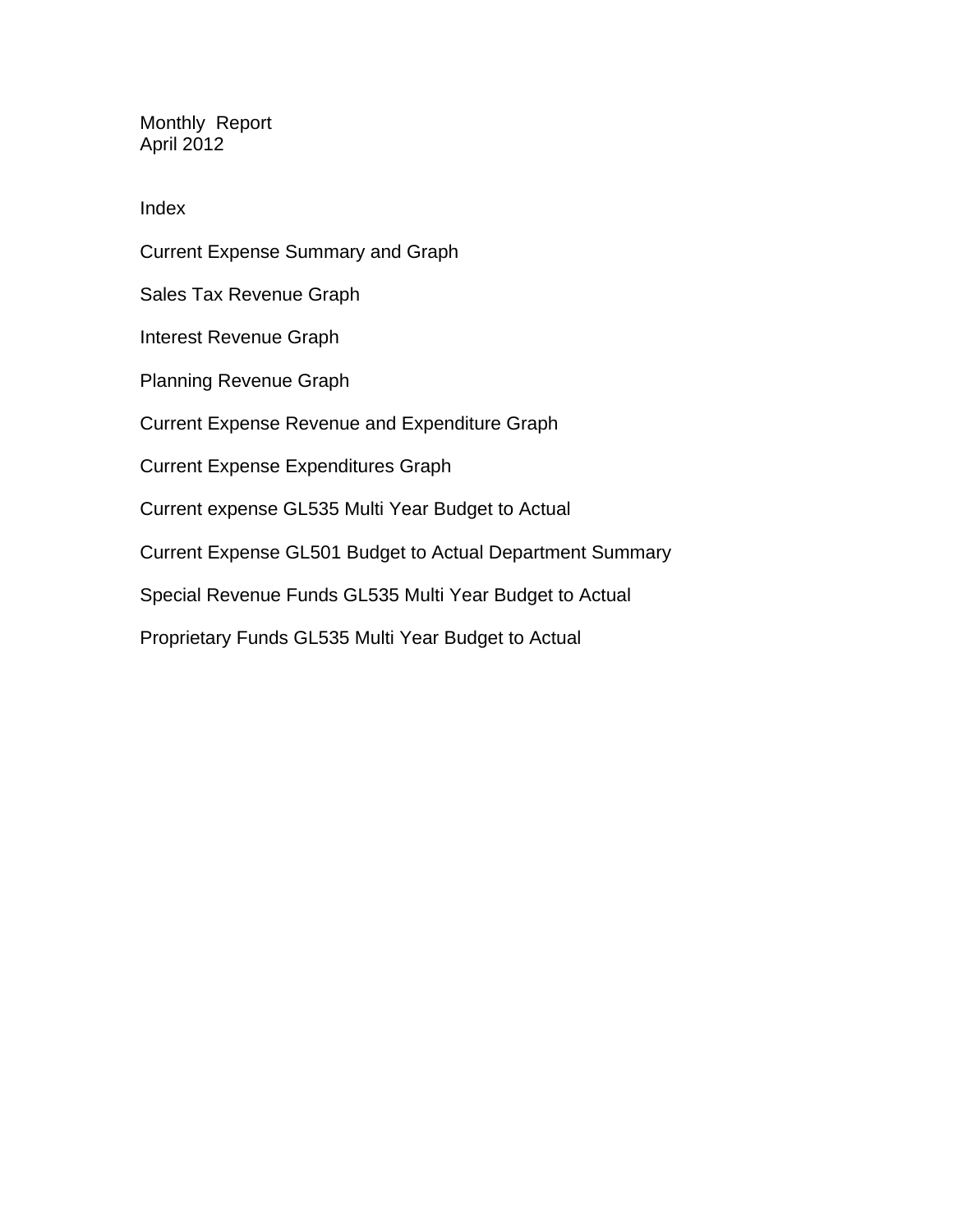# Monthly Report
## April 2012

### Index

Current Expense Summary and Graph

Sales Tax Revenue Graph

Interest Revenue Graph

Planning Revenue Graph

Current Expense Revenue and Expenditure Graph

Current Expense Expenditures Graph

Current expense GL535 Multi Year Budget to Actual

Current Expense GL501 Budget to Actual Department Summary

Special Revenue Funds GL535 Multi Year Budget to Actual

Proprietary Funds GL535 Multi Year Budget to Actual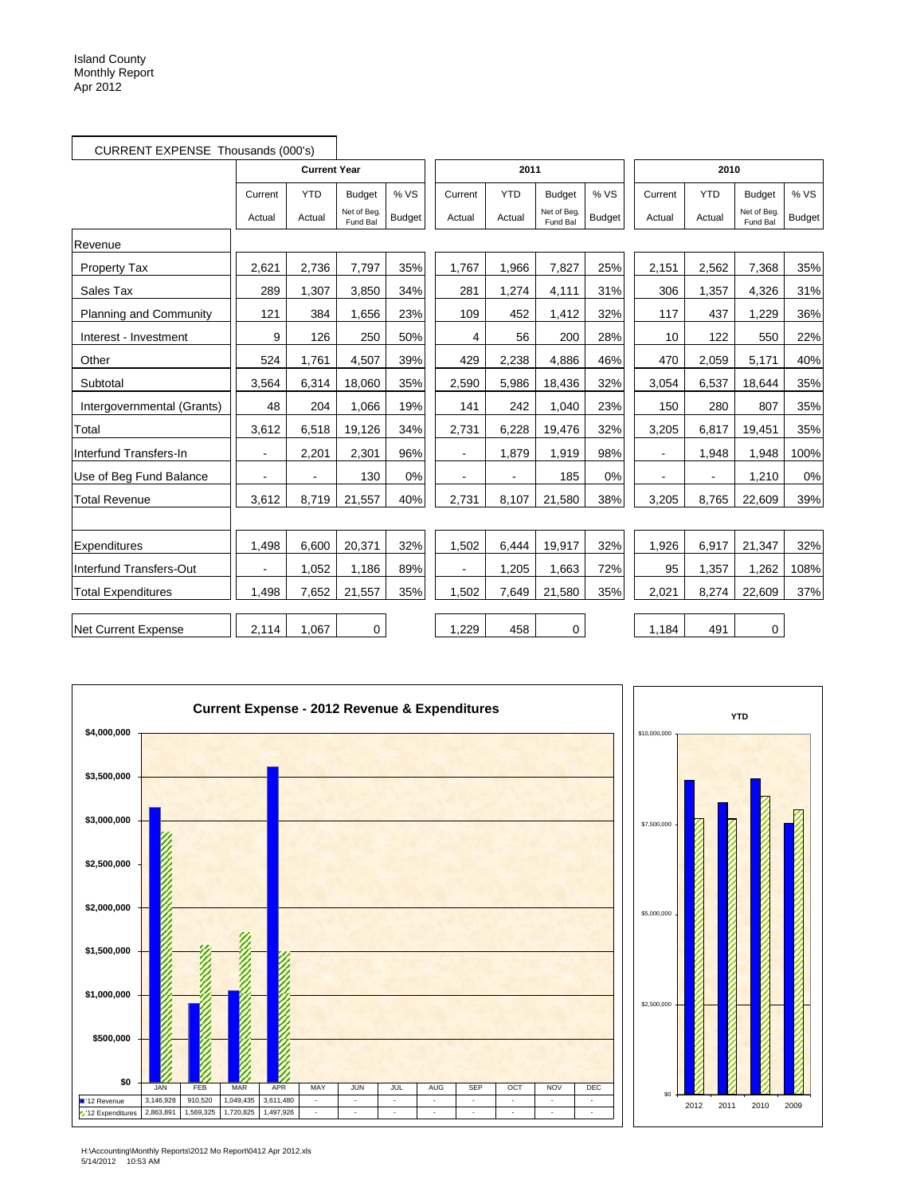Island County
Monthly Report
Apr 2012

CURRENT EXPENSE Thousands (000's)

| | Current Year | | | | 2011 | | | | 2010 | | | |
|---|---|---|---|---|---|---|---|---|---|---|---|---|
| | Current Actual | YTD Actual | Budget Net of Beg. Fund Bal | % VS Budget | Current Actual | YTD Actual | Budget Net of Beg. Fund Bal | % VS Budget | Current Actual | YTD Actual | Budget Net of Beg. Fund Bal | % VS Budget |
| Revenue | | | | | | | | | | | | |
| Property Tax | 2,621 | 2,736 | 7,797 | 35% | 1,767 | 1,966 | 7,827 | 25% | 2,151 | 2,562 | 7,368 | 35% |
| Sales Tax | 289 | 1,307 | 3,850 | 34% | 281 | 1,274 | 4,111 | 31% | 306 | 1,357 | 4,326 | 31% |
| Planning and Community | 121 | 384 | 1,656 | 23% | 109 | 452 | 1,412 | 32% | 117 | 437 | 1,229 | 36% |
| Interest - Investment | 9 | 126 | 250 | 50% | 4 | 56 | 200 | 28% | 10 | 122 | 550 | 22% |
| Other | 524 | 1,761 | 4,507 | 39% | 429 | 2,238 | 4,886 | 46% | 470 | 2,059 | 5,171 | 40% |
| Subtotal | 3,564 | 6,314 | 18,060 | 35% | 2,590 | 5,986 | 18,436 | 32% | 3,054 | 6,537 | 18,644 | 35% |
| Intergovernmental (Grants) | 48 | 204 | 1,066 | 19% | 141 | 242 | 1,040 | 23% | 150 | 280 | 807 | 35% |
| Total | 3,612 | 6,518 | 19,126 | 34% | 2,731 | 6,228 | 19,476 | 32% | 3,205 | 6,817 | 19,451 | 35% |
| Interfund Transfers-In | - | 2,201 | 2,301 | 96% | - | 1,879 | 1,919 | 98% | - | 1,948 | 1,948 | 100% |
| Use of Beg Fund Balance | - | - | 130 | 0% | - | - | 185 | 0% | - | - | 1,210 | 0% |
| Total Revenue | 3,612 | 8,719 | 21,557 | 40% | 2,731 | 8,107 | 21,580 | 38% | 3,205 | 8,765 | 22,609 | 39% |
| | | | | | | | | | | | | |
| Expenditures | 1,498 | 6,600 | 20,371 | 32% | 1,502 | 6,444 | 19,917 | 32% | 1,926 | 6,917 | 21,347 | 32% |
| Interfund Transfers-Out | - | 1,052 | 1,186 | 89% | - | 1,205 | 1,663 | 72% | 95 | 1,357 | 1,262 | 108% |
| Total Expenditures | 1,498 | 7,652 | 21,557 | 35% | 1,502 | 7,649 | 21,580 | 35% | 2,021 | 8,274 | 22,609 | 37% |
| | | | | | | | | | | | | |
| Net Current Expense | 2,114 | 1,067 | 0 | | 1,229 | 458 | 0 | | 1,184 | 491 | 0 | |

**Current Expense - 2012 Revenue & Expenditures**

| | JAN | FEB | MAR | APR | MAY | JUN | JUL | AUG | SEP | OCT | NOV | DEC |
|---|---|---|---|---|---|---|---|---|---|---|---|---|
| '12 Revenue | 3,146,928 | 910,520 | 1,049,435 | 3,611,480 | - | - | - | - | - | - | - | - |
| '12 Expenditures | 2,863,891 | 1,569,325 | 1,720,825 | 1,497,926 | - | - | - | - | - | - | - | - |

**YTD**

H:\Accounting\Monthly Reports\2012 Mo Report\0412 Apr 2012.xls
5/14/2012 10:53 AM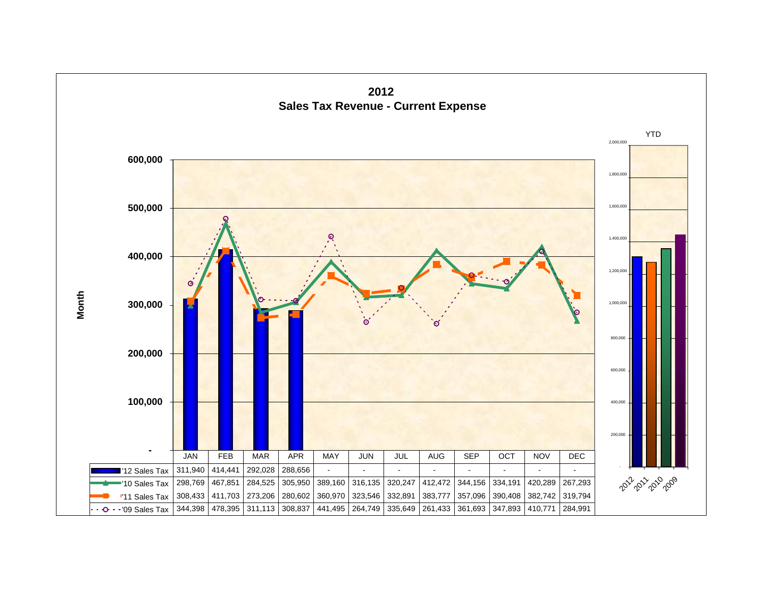# 2012
## Sales Tax Revenue - Current Expense

| | JAN | FEB | MAR | APR | MAY | JUN | JUL | AUG | SEP | OCT | NOV | DEC |
|---|---|---|---|---|---|---|---|---|---|---|---|---|
| '12 Sales Tax | 311,940 | 414,441 | 292,028 | 288,656 | - | - | - | - | - | - | - | - |
| '10 Sales Tax | 298,769 | 467,851 | 284,525 | 305,950 | 389,160 | 316,135 | 320,247 | 412,472 | 344,156 | 334,191 | 420,289 | 267,293 |
| '11 Sales Tax | 308,433 | 411,703 | 273,206 | 280,602 | 360,970 | 323,546 | 332,891 | 383,777 | 357,096 | 390,408 | 382,742 | 319,794 |
| '09 Sales Tax | 344,398 | 478,395 | 311,113 | 308,837 | 441,495 | 264,749 | 335,649 | 261,433 | 361,693 | 347,893 | 410,771 | 284,991 |

Month

YTD: 2012, 2011, 2010, 2009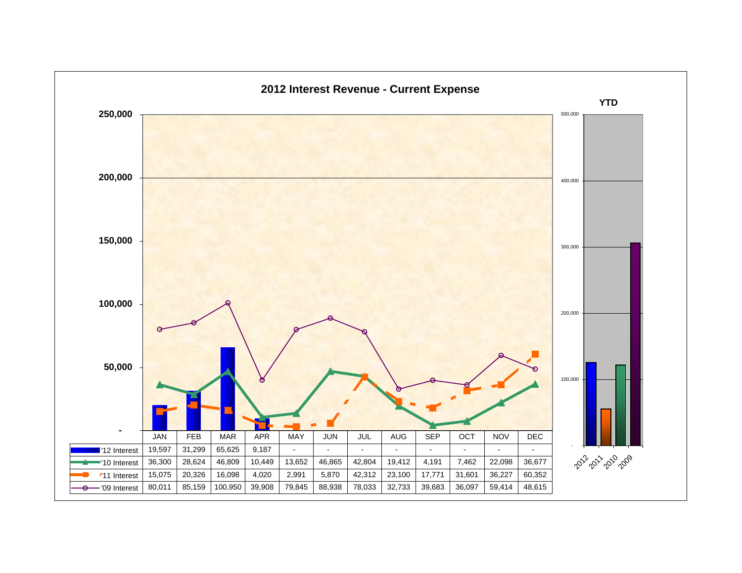## 2012 Interest Revenue - Current Expense

| | JAN | FEB | MAR | APR | MAY | JUN | JUL | AUG | SEP | OCT | NOV | DEC |
|---|---|---|---|---|---|---|---|---|---|---|---|---|
| '12 Interest | 19,597 | 31,299 | 65,625 | 9,187 | - | - | - | - | - | - | - | - |
| '10 Interest | 36,300 | 28,624 | 46,809 | 10,449 | 13,652 | 46,865 | 42,804 | 19,412 | 4,191 | 7,462 | 22,098 | 36,677 |
| '11 Interest | 15,075 | 20,326 | 16,098 | 4,020 | 2,991 | 5,870 | 42,312 | 23,100 | 17,771 | 31,601 | 36,227 | 60,352 |
| '09 Interest | 80,011 | 85,159 | 100,950 | 39,908 | 79,845 | 88,938 | 78,033 | 32,733 | 39,683 | 36,097 | 59,414 | 48,615 |

YTD: 2012, 2011, 2010, 2009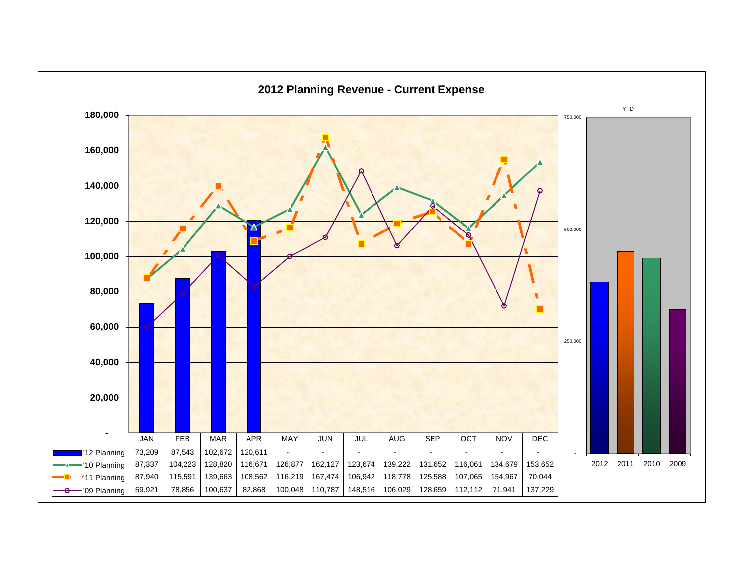# 2012 Planning Revenue - Current Expense

| | JAN | FEB | MAR | APR | MAY | JUN | JUL | AUG | SEP | OCT | NOV | DEC |
|---|---|---|---|---|---|---|---|---|---|---|---|---|
| '12 Planning | 73,209 | 87,543 | 102,672 | 120,611 | - | - | - | - | - | - | - | - |
| '10 Planning | 87,337 | 104,223 | 128,820 | 116,671 | 126,877 | 162,127 | 123,674 | 139,222 | 131,652 | 116,061 | 134,679 | 153,652 |
| '11 Planning | 87,940 | 115,591 | 139,663 | 108,562 | 116,219 | 167,474 | 106,942 | 118,778 | 125,588 | 107,065 | 154,967 | 70,044 |
| '09 Planning | 59,921 | 78,856 | 100,637 | 82,868 | 100,048 | 110,787 | 148,516 | 106,029 | 128,659 | 112,112 | 71,941 | 137,229 |

YTD

2012 2011 2010 2009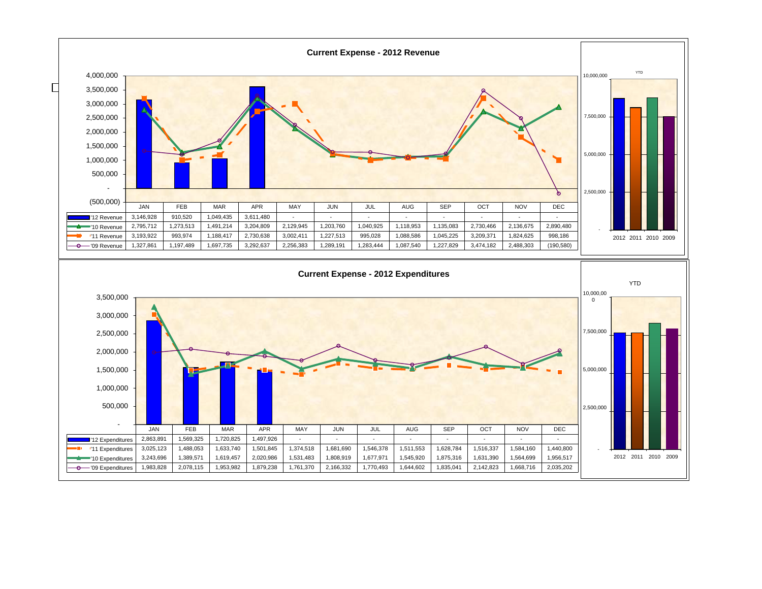## Current Expense - 2012 Revenue

|  | JAN | FEB | MAR | APR | MAY | JUN | JUL | AUG | SEP | OCT | NOV | DEC |
|---|---|---|---|---|---|---|---|---|---|---|---|---|
| '12 Revenue | 3,146,928 | 910,520 | 1,049,435 | 3,611,480 | - | - | - | - | - | - | - | - |
| '10 Revenue | 2,795,712 | 1,273,513 | 1,491,214 | 3,204,809 | 2,129,945 | 1,203,760 | 1,040,925 | 1,118,953 | 1,135,083 | 2,730,466 | 2,136,675 | 2,890,480 |
| '11 Revenue | 3,193,922 | 993,974 | 1,188,417 | 2,730,638 | 3,002,411 | 1,227,513 | 995,028 | 1,088,586 | 1,045,225 | 3,209,371 | 1,824,625 | 998,186 |
| '09 Revenue | 1,327,861 | 1,197,489 | 1,697,735 | 3,292,637 | 2,256,383 | 1,289,191 | 1,283,444 | 1,087,540 | 1,227,829 | 3,474,182 | 2,488,303 | (190,580) |

YTD

## Current Expense - 2012 Expenditures

|  | JAN | FEB | MAR | APR | MAY | JUN | JUL | AUG | SEP | OCT | NOV | DEC |
|---|---|---|---|---|---|---|---|---|---|---|---|---|
| '12 Expenditures | 2,863,891 | 1,569,325 | 1,720,825 | 1,497,926 | - | - | - | - | - | - | - | - |
| '11 Expenditures | 3,025,123 | 1,488,053 | 1,633,740 | 1,501,845 | 1,374,518 | 1,681,690 | 1,546,378 | 1,511,553 | 1,628,784 | 1,516,337 | 1,584,160 | 1,440,800 |
| '10 Expenditures | 3,243,696 | 1,389,571 | 1,619,457 | 2,020,986 | 1,531,483 | 1,808,919 | 1,677,971 | 1,545,920 | 1,875,316 | 1,631,390 | 1,564,699 | 1,956,517 |
| '09 Expenditures | 1,983,828 | 2,078,115 | 1,953,982 | 1,879,238 | 1,761,370 | 2,166,332 | 1,770,493 | 1,644,602 | 1,835,041 | 2,142,823 | 1,668,716 | 2,035,202 |

YTD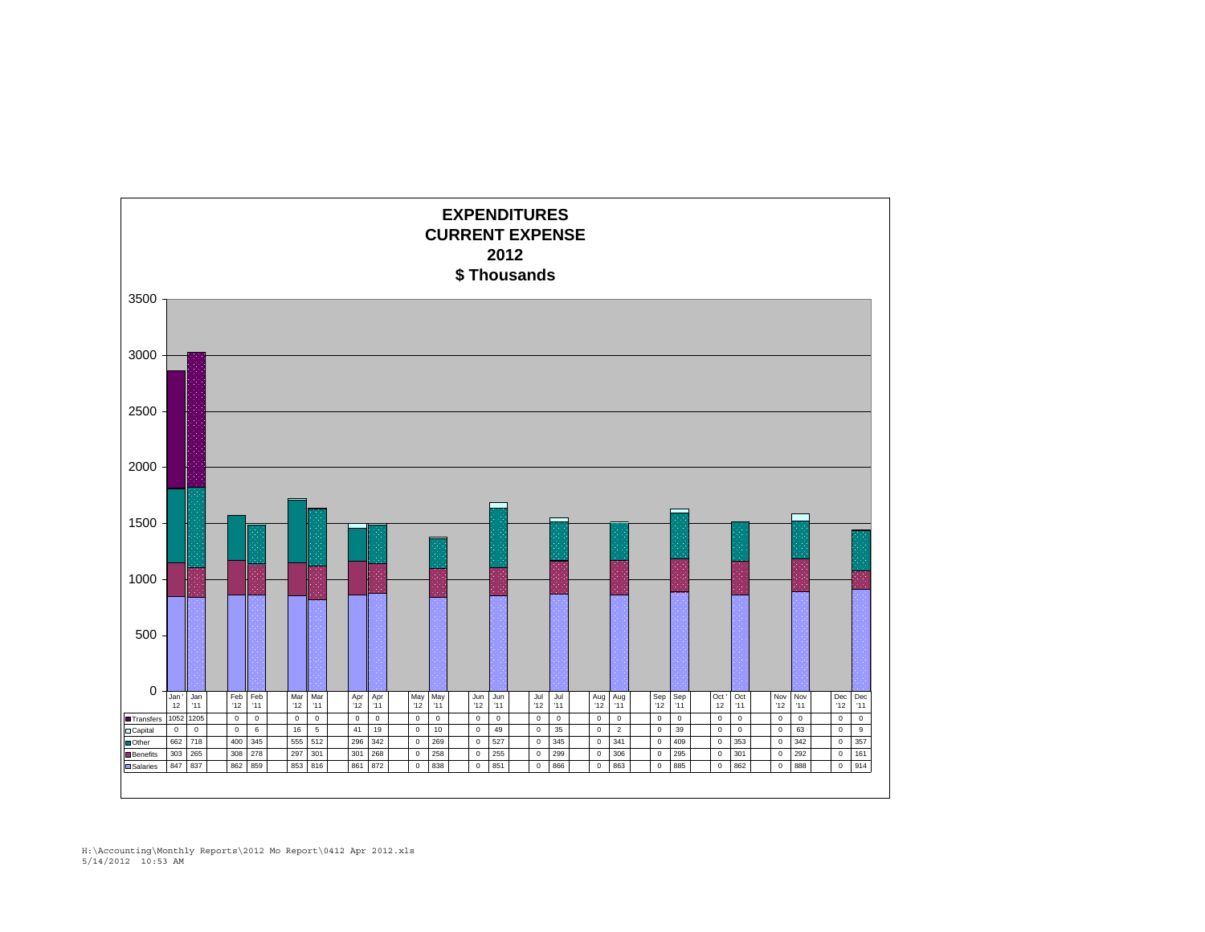# EXPENDITURES
## CURRENT EXPENSE
## 2012
## $ Thousands

| | Jan '12 | Jan '11 | Feb '12 | Feb '11 | Mar '12 | Mar '11 | Apr '12 | Apr '11 | May '12 | May '11 | Jun '12 | Jun '11 | Jul '12 | Jul '11 | Aug '12 | Aug '11 | Sep '12 | Sep '11 | Oct '12 | Oct '11 | Nov '12 | Nov '11 | Dec '12 | Dec '11 |
|---|---|---|---|---|---|---|---|---|---|---|---|---|---|---|---|---|---|---|---|---|---|---|---|---|
| Transfers | 1052 | 1205 | 0 | 0 | 0 | 0 | 0 | 0 | 0 | 0 | 0 | 0 | 0 | 0 | 0 | 0 | 0 | 0 | 0 | 0 | 0 | 0 | 0 | 0 |
| Capital | 0 | 0 | 0 | 6 | 16 | 5 | 41 | 19 | 0 | 10 | 0 | 49 | 0 | 35 | 0 | 2 | 0 | 39 | 0 | 0 | 0 | 63 | 0 | 9 |
| Other | 662 | 718 | 400 | 345 | 555 | 512 | 296 | 342 | 0 | 269 | 0 | 527 | 0 | 345 | 0 | 341 | 0 | 409 | 0 | 353 | 0 | 342 | 0 | 357 |
| Benefits | 303 | 265 | 308 | 278 | 297 | 301 | 301 | 268 | 0 | 258 | 0 | 255 | 0 | 299 | 0 | 306 | 0 | 295 | 0 | 301 | 0 | 292 | 0 | 161 |
| Salaries | 847 | 837 | 862 | 859 | 853 | 816 | 861 | 872 | 0 | 838 | 0 | 851 | 0 | 866 | 0 | 863 | 0 | 885 | 0 | 862 | 0 | 888 | 0 | 914 |

H:\Accounting\Monthly Reports\2012 Mo Report\0412 Apr 2012.xls
5/14/2012 10:53 AM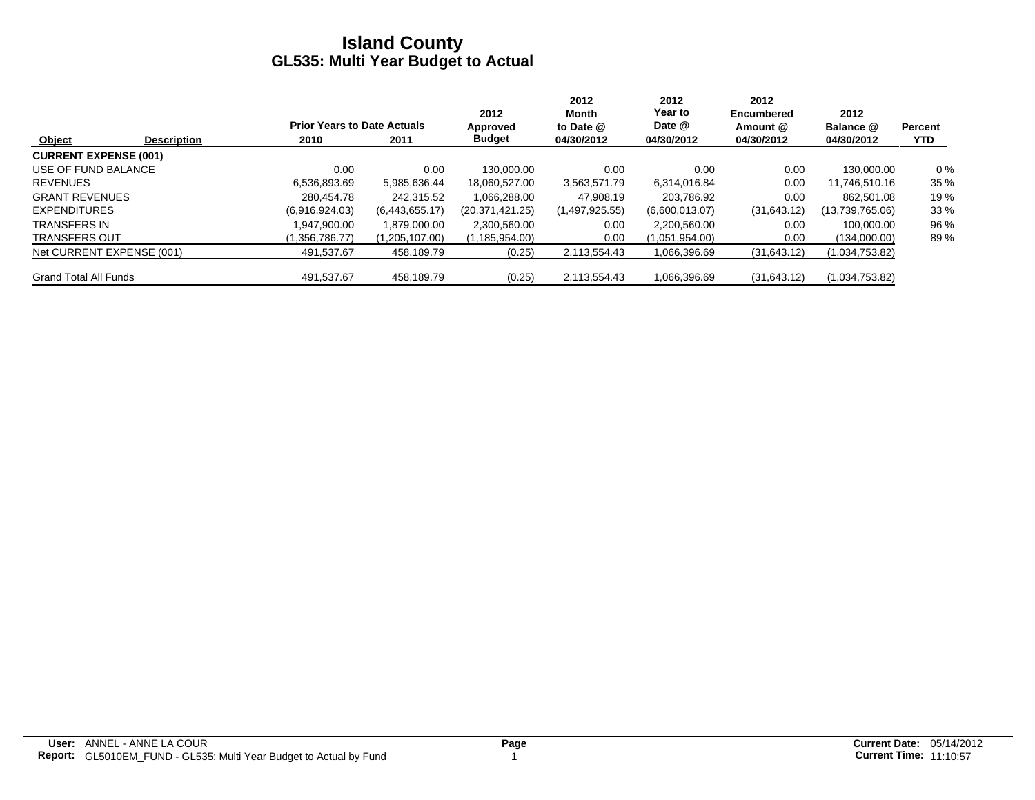# Island County
## GL535: Multi Year Budget to Actual

| Object | Description | Prior Years to Date Actuals 2010 | 2011 | 2012 Approved Budget | 2012 Month to Date @ 04/30/2012 | 2012 Year to Date @ 04/30/2012 | 2012 Encumbered Amount @ 04/30/2012 | 2012 Balance @ 04/30/2012 | Percent YTD |
|---|---|---|---|---|---|---|---|---|---|
| **CURRENT EXPENSE (001)** | | | | | | | | | |
| USE OF FUND BALANCE | | 0.00 | 0.00 | 130,000.00 | 0.00 | 0.00 | 0.00 | 130,000.00 | 0 % |
| REVENUES | | 6,536,893.69 | 5,985,636.44 | 18,060,527.00 | 3,563,571.79 | 6,314,016.84 | 0.00 | 11,746,510.16 | 35 % |
| GRANT REVENUES | | 280,454.78 | 242,315.52 | 1,066,288.00 | 47,908.19 | 203,786.92 | 0.00 | 862,501.08 | 19 % |
| EXPENDITURES | | (6,916,924.03) | (6,443,655.17) | (20,371,421.25) | (1,497,925.55) | (6,600,013.07) | (31,643.12) | (13,739,765.06) | 33 % |
| TRANSFERS IN | | 1,947,900.00 | 1,879,000.00 | 2,300,560.00 | 0.00 | 2,200,560.00 | 0.00 | 100,000.00 | 96 % |
| TRANSFERS OUT | | (1,356,786.77) | (1,205,107.00) | (1,185,954.00) | 0.00 | (1,051,954.00) | 0.00 | (134,000.00) | 89 % |
| Net CURRENT EXPENSE (001) | | 491,537.67 | 458,189.79 | (0.25) | 2,113,554.43 | 1,066,396.69 | (31,643.12) | (1,034,753.82) | |
| Grand Total All Funds | | 491,537.67 | 458,189.79 | (0.25) | 2,113,554.43 | 1,066,396.69 | (31,643.12) | (1,034,753.82) | |

**User:** ANNEL - ANNE LA COUR
**Report:** GL5010EM_FUND - GL535: Multi Year Budget to Actual by Fund
**Current Date:** 05/14/2012
**Current Time:** 11:10:57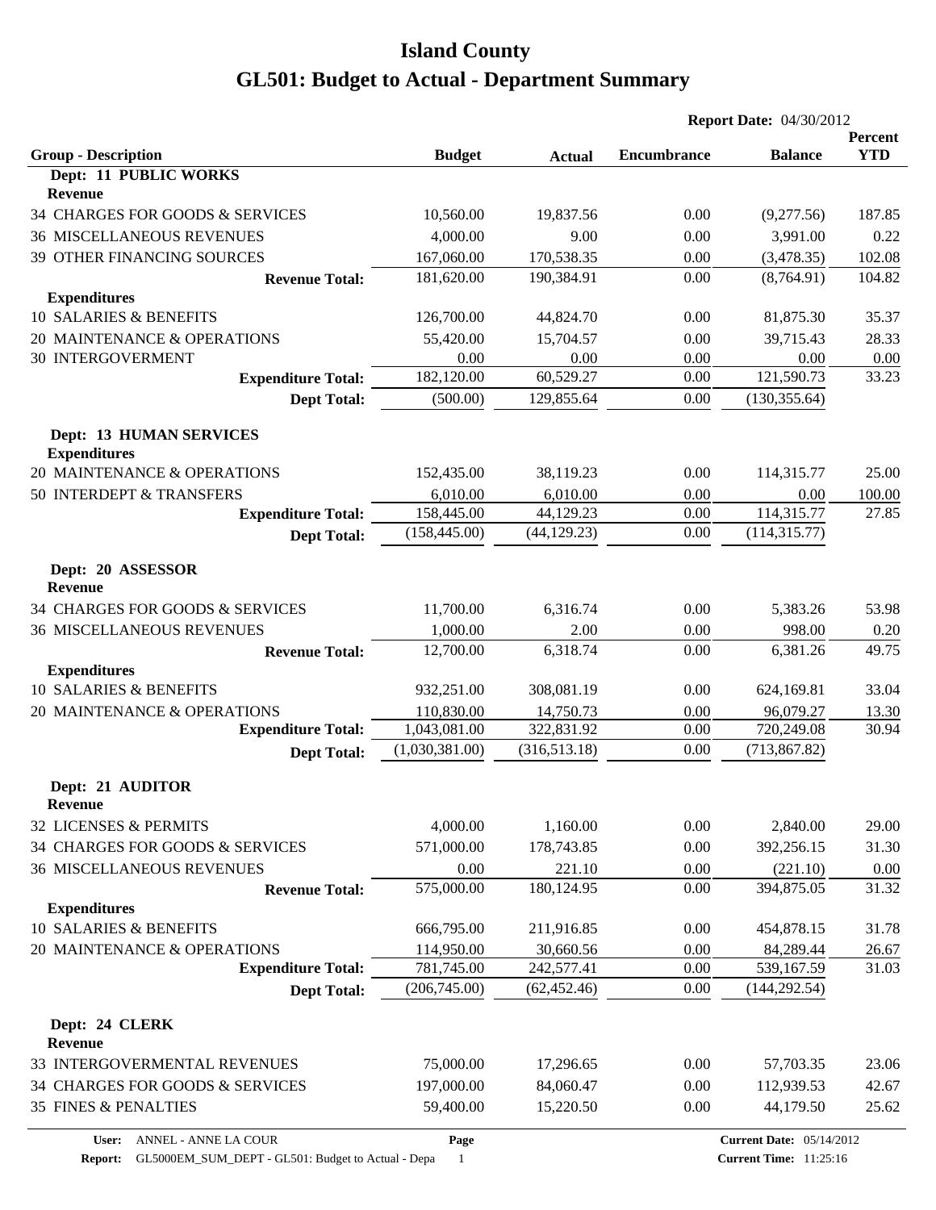# Island County
# GL501: Budget to Actual - Department Summary

**Report Date:** 04/30/2012

| Group - Description | Budget | Actual | Encumbrance | Balance | Percent YTD |
|---|---|---|---|---|---|
| **Dept: 11 PUBLIC WORKS** | | | | | |
| **Revenue** | | | | | |
| 34 CHARGES FOR GOODS & SERVICES | 10,560.00 | 19,837.56 | 0.00 | (9,277.56) | 187.85 |
| 36 MISCELLANEOUS REVENUES | 4,000.00 | 9.00 | 0.00 | 3,991.00 | 0.22 |
| 39 OTHER FINANCING SOURCES | 167,060.00 | 170,538.35 | 0.00 | (3,478.35) | 102.08 |
| **Revenue Total:** | 181,620.00 | 190,384.91 | 0.00 | (8,764.91) | 104.82 |
| **Expenditures** | | | | | |
| 10 SALARIES & BENEFITS | 126,700.00 | 44,824.70 | 0.00 | 81,875.30 | 35.37 |
| 20 MAINTENANCE & OPERATIONS | 55,420.00 | 15,704.57 | 0.00 | 39,715.43 | 28.33 |
| 30 INTERGOVERMENT | 0.00 | 0.00 | 0.00 | 0.00 | 0.00 |
| **Expenditure Total:** | 182,120.00 | 60,529.27 | 0.00 | 121,590.73 | 33.23 |
| **Dept Total:** | (500.00) | 129,855.64 | 0.00 | (130,355.64) | |
| **Dept: 13 HUMAN SERVICES** | | | | | |
| **Expenditures** | | | | | |
| 20 MAINTENANCE & OPERATIONS | 152,435.00 | 38,119.23 | 0.00 | 114,315.77 | 25.00 |
| 50 INTERDEPT & TRANSFERS | 6,010.00 | 6,010.00 | 0.00 | 0.00 | 100.00 |
| **Expenditure Total:** | 158,445.00 | 44,129.23 | 0.00 | 114,315.77 | 27.85 |
| **Dept Total:** | (158,445.00) | (44,129.23) | 0.00 | (114,315.77) | |
| **Dept: 20 ASSESSOR** | | | | | |
| **Revenue** | | | | | |
| 34 CHARGES FOR GOODS & SERVICES | 11,700.00 | 6,316.74 | 0.00 | 5,383.26 | 53.98 |
| 36 MISCELLANEOUS REVENUES | 1,000.00 | 2.00 | 0.00 | 998.00 | 0.20 |
| **Revenue Total:** | 12,700.00 | 6,318.74 | 0.00 | 6,381.26 | 49.75 |
| **Expenditures** | | | | | |
| 10 SALARIES & BENEFITS | 932,251.00 | 308,081.19 | 0.00 | 624,169.81 | 33.04 |
| 20 MAINTENANCE & OPERATIONS | 110,830.00 | 14,750.73 | 0.00 | 96,079.27 | 13.30 |
| **Expenditure Total:** | 1,043,081.00 | 322,831.92 | 0.00 | 720,249.08 | 30.94 |
| **Dept Total:** | (1,030,381.00) | (316,513.18) | 0.00 | (713,867.82) | |
| **Dept: 21 AUDITOR** | | | | | |
| **Revenue** | | | | | |
| 32 LICENSES & PERMITS | 4,000.00 | 1,160.00 | 0.00 | 2,840.00 | 29.00 |
| 34 CHARGES FOR GOODS & SERVICES | 571,000.00 | 178,743.85 | 0.00 | 392,256.15 | 31.30 |
| 36 MISCELLANEOUS REVENUES | 0.00 | 221.10 | 0.00 | (221.10) | 0.00 |
| **Revenue Total:** | 575,000.00 | 180,124.95 | 0.00 | 394,875.05 | 31.32 |
| **Expenditures** | | | | | |
| 10 SALARIES & BENEFITS | 666,795.00 | 211,916.85 | 0.00 | 454,878.15 | 31.78 |
| 20 MAINTENANCE & OPERATIONS | 114,950.00 | 30,660.56 | 0.00 | 84,289.44 | 26.67 |
| **Expenditure Total:** | 781,745.00 | 242,577.41 | 0.00 | 539,167.59 | 31.03 |
| **Dept Total:** | (206,745.00) | (62,452.46) | 0.00 | (144,292.54) | |
| **Dept: 24 CLERK** | | | | | |
| **Revenue** | | | | | |
| 33 INTERGOVERMENTAL REVENUES | 75,000.00 | 17,296.65 | 0.00 | 57,703.35 | 23.06 |
| 34 CHARGES FOR GOODS & SERVICES | 197,000.00 | 84,060.47 | 0.00 | 112,939.53 | 42.67 |
| 35 FINES & PENALTIES | 59,400.00 | 15,220.50 | 0.00 | 44,179.50 | 25.62 |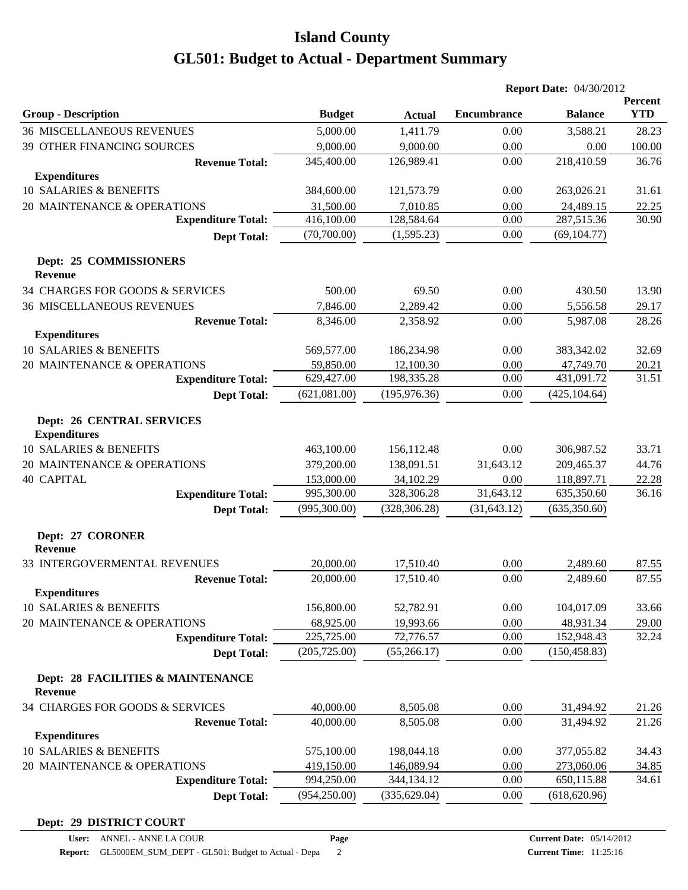# Island County

# GL501: Budget to Actual - Department Summary

**Report Date:** 04/30/2012

| Group - Description | Budget | Actual | Encumbrance | Balance | Percent YTD |
|---|---|---|---|---|---|
| 36 MISCELLANEOUS REVENUES | 5,000.00 | 1,411.79 | 0.00 | 3,588.21 | 28.23 |
| 39 OTHER FINANCING SOURCES | 9,000.00 | 9,000.00 | 0.00 | 0.00 | 100.00 |
| **Revenue Total:** | 345,400.00 | 126,989.41 | 0.00 | 218,410.59 | 36.76 |
| **Expenditures** | | | | | |
| 10 SALARIES & BENEFITS | 384,600.00 | 121,573.79 | 0.00 | 263,026.21 | 31.61 |
| 20 MAINTENANCE & OPERATIONS | 31,500.00 | 7,010.85 | 0.00 | 24,489.15 | 22.25 |
| **Expenditure Total:** | 416,100.00 | 128,584.64 | 0.00 | 287,515.36 | 30.90 |
| **Dept Total:** | (70,700.00) | (1,595.23) | 0.00 | (69,104.77) | |
| **Dept: 25 COMMISSIONERS** | | | | | |
| **Revenue** | | | | | |
| 34 CHARGES FOR GOODS & SERVICES | 500.00 | 69.50 | 0.00 | 430.50 | 13.90 |
| 36 MISCELLANEOUS REVENUES | 7,846.00 | 2,289.42 | 0.00 | 5,556.58 | 29.17 |
| **Revenue Total:** | 8,346.00 | 2,358.92 | 0.00 | 5,987.08 | 28.26 |
| **Expenditures** | | | | | |
| 10 SALARIES & BENEFITS | 569,577.00 | 186,234.98 | 0.00 | 383,342.02 | 32.69 |
| 20 MAINTENANCE & OPERATIONS | 59,850.00 | 12,100.30 | 0.00 | 47,749.70 | 20.21 |
| **Expenditure Total:** | 629,427.00 | 198,335.28 | 0.00 | 431,091.72 | 31.51 |
| **Dept Total:** | (621,081.00) | (195,976.36) | 0.00 | (425,104.64) | |
| **Dept: 26 CENTRAL SERVICES** | | | | | |
| **Expenditures** | | | | | |
| 10 SALARIES & BENEFITS | 463,100.00 | 156,112.48 | 0.00 | 306,987.52 | 33.71 |
| 20 MAINTENANCE & OPERATIONS | 379,200.00 | 138,091.51 | 31,643.12 | 209,465.37 | 44.76 |
| 40 CAPITAL | 153,000.00 | 34,102.29 | 0.00 | 118,897.71 | 22.28 |
| **Expenditure Total:** | 995,300.00 | 328,306.28 | 31,643.12 | 635,350.60 | 36.16 |
| **Dept Total:** | (995,300.00) | (328,306.28) | (31,643.12) | (635,350.60) | |
| **Dept: 27 CORONER** | | | | | |
| **Revenue** | | | | | |
| 33 INTERGOVERMENTAL REVENUES | 20,000.00 | 17,510.40 | 0.00 | 2,489.60 | 87.55 |
| **Revenue Total:** | 20,000.00 | 17,510.40 | 0.00 | 2,489.60 | 87.55 |
| **Expenditures** | | | | | |
| 10 SALARIES & BENEFITS | 156,800.00 | 52,782.91 | 0.00 | 104,017.09 | 33.66 |
| 20 MAINTENANCE & OPERATIONS | 68,925.00 | 19,993.66 | 0.00 | 48,931.34 | 29.00 |
| **Expenditure Total:** | 225,725.00 | 72,776.57 | 0.00 | 152,948.43 | 32.24 |
| **Dept Total:** | (205,725.00) | (55,266.17) | 0.00 | (150,458.83) | |
| **Dept: 28 FACILITIES & MAINTENANCE** | | | | | |
| **Revenue** | | | | | |
| 34 CHARGES FOR GOODS & SERVICES | 40,000.00 | 8,505.08 | 0.00 | 31,494.92 | 21.26 |
| **Revenue Total:** | 40,000.00 | 8,505.08 | 0.00 | 31,494.92 | 21.26 |
| **Expenditures** | | | | | |
| 10 SALARIES & BENEFITS | 575,100.00 | 198,044.18 | 0.00 | 377,055.82 | 34.43 |
| 20 MAINTENANCE & OPERATIONS | 419,150.00 | 146,089.94 | 0.00 | 273,060.06 | 34.85 |
| **Expenditure Total:** | 994,250.00 | 344,134.12 | 0.00 | 650,115.88 | 34.61 |
| **Dept Total:** | (954,250.00) | (335,629.04) | 0.00 | (618,620.96) | |

**Dept: 29 DISTRICT COURT**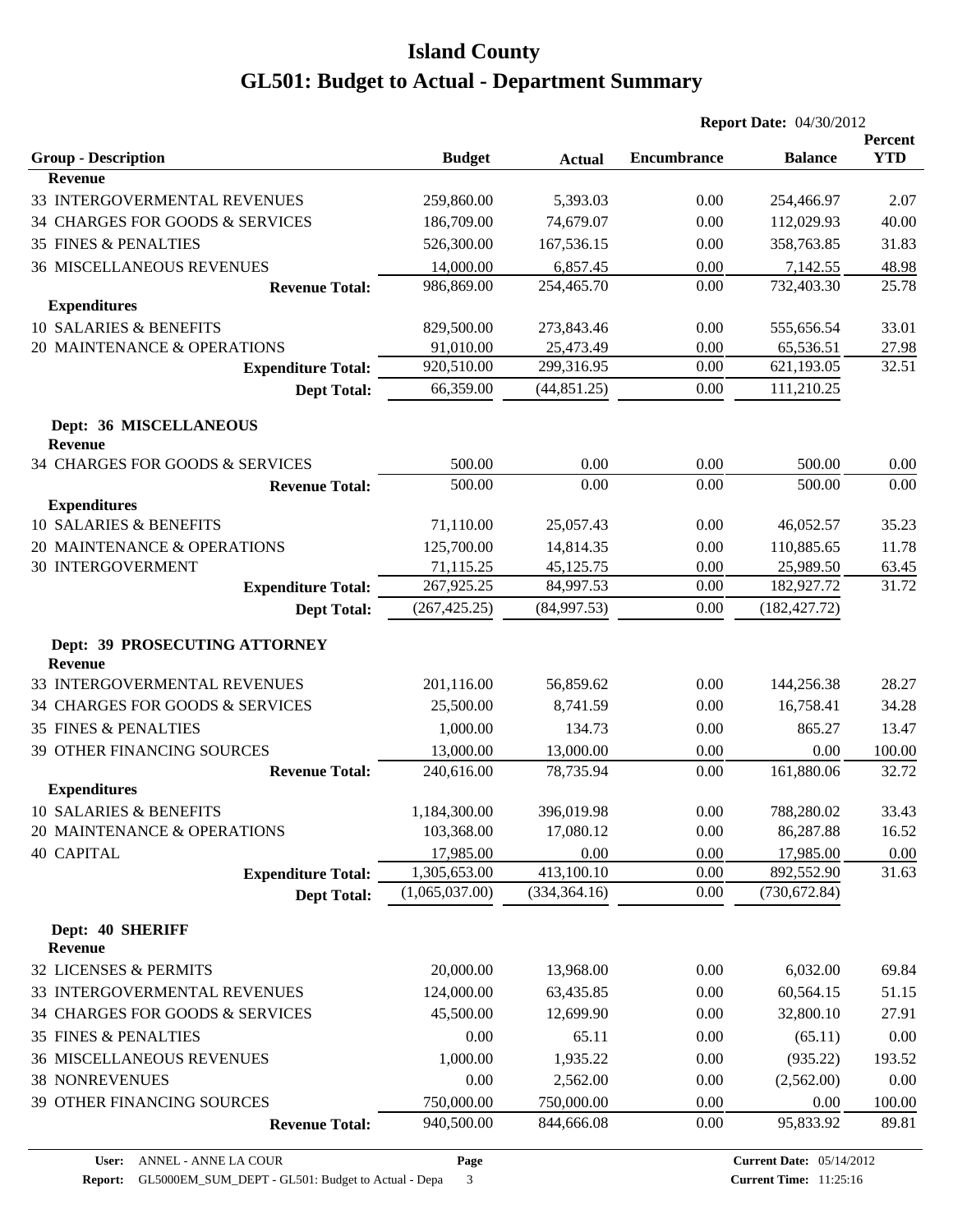# Island County

# GL501: Budget to Actual - Department Summary

**Report Date:** 04/30/2012

| Group - Description | Budget | Actual | Encumbrance | Balance | Percent YTD |
|---|---|---|---|---|---|
| **Revenue** | | | | | |
| 33 INTERGOVERMENTAL REVENUES | 259,860.00 | 5,393.03 | 0.00 | 254,466.97 | 2.07 |
| 34 CHARGES FOR GOODS & SERVICES | 186,709.00 | 74,679.07 | 0.00 | 112,029.93 | 40.00 |
| 35 FINES & PENALTIES | 526,300.00 | 167,536.15 | 0.00 | 358,763.85 | 31.83 |
| 36 MISCELLANEOUS REVENUES | 14,000.00 | 6,857.45 | 0.00 | 7,142.55 | 48.98 |
| **Revenue Total:** | 986,869.00 | 254,465.70 | 0.00 | 732,403.30 | 25.78 |
| **Expenditures** | | | | | |
| 10 SALARIES & BENEFITS | 829,500.00 | 273,843.46 | 0.00 | 555,656.54 | 33.01 |
| 20 MAINTENANCE & OPERATIONS | 91,010.00 | 25,473.49 | 0.00 | 65,536.51 | 27.98 |
| **Expenditure Total:** | 920,510.00 | 299,316.95 | 0.00 | 621,193.05 | 32.51 |
| **Dept Total:** | 66,359.00 | (44,851.25) | 0.00 | 111,210.25 | |

**Dept: 36 MISCELLANEOUS**

| Group - Description | Budget | Actual | Encumbrance | Balance | Percent YTD |
|---|---|---|---|---|---|
| **Revenue** | | | | | |
| 34 CHARGES FOR GOODS & SERVICES | 500.00 | 0.00 | 0.00 | 500.00 | 0.00 |
| **Revenue Total:** | 500.00 | 0.00 | 0.00 | 500.00 | 0.00 |
| **Expenditures** | | | | | |
| 10 SALARIES & BENEFITS | 71,110.00 | 25,057.43 | 0.00 | 46,052.57 | 35.23 |
| 20 MAINTENANCE & OPERATIONS | 125,700.00 | 14,814.35 | 0.00 | 110,885.65 | 11.78 |
| 30 INTERGOVERMENT | 71,115.25 | 45,125.75 | 0.00 | 25,989.50 | 63.45 |
| **Expenditure Total:** | 267,925.25 | 84,997.53 | 0.00 | 182,927.72 | 31.72 |
| **Dept Total:** | (267,425.25) | (84,997.53) | 0.00 | (182,427.72) | |

**Dept: 39 PROSECUTING ATTORNEY**

| Group - Description | Budget | Actual | Encumbrance | Balance | Percent YTD |
|---|---|---|---|---|---|
| **Revenue** | | | | | |
| 33 INTERGOVERMENTAL REVENUES | 201,116.00 | 56,859.62 | 0.00 | 144,256.38 | 28.27 |
| 34 CHARGES FOR GOODS & SERVICES | 25,500.00 | 8,741.59 | 0.00 | 16,758.41 | 34.28 |
| 35 FINES & PENALTIES | 1,000.00 | 134.73 | 0.00 | 865.27 | 13.47 |
| 39 OTHER FINANCING SOURCES | 13,000.00 | 13,000.00 | 0.00 | 0.00 | 100.00 |
| **Revenue Total:** | 240,616.00 | 78,735.94 | 0.00 | 161,880.06 | 32.72 |
| **Expenditures** | | | | | |
| 10 SALARIES & BENEFITS | 1,184,300.00 | 396,019.98 | 0.00 | 788,280.02 | 33.43 |
| 20 MAINTENANCE & OPERATIONS | 103,368.00 | 17,080.12 | 0.00 | 86,287.88 | 16.52 |
| 40 CAPITAL | 17,985.00 | 0.00 | 0.00 | 17,985.00 | 0.00 |
| **Expenditure Total:** | 1,305,653.00 | 413,100.10 | 0.00 | 892,552.90 | 31.63 |
| **Dept Total:** | (1,065,037.00) | (334,364.16) | 0.00 | (730,672.84) | |

**Dept: 40 SHERIFF**

| Group - Description | Budget | Actual | Encumbrance | Balance | Percent YTD |
|---|---|---|---|---|---|
| **Revenue** | | | | | |
| 32 LICENSES & PERMITS | 20,000.00 | 13,968.00 | 0.00 | 6,032.00 | 69.84 |
| 33 INTERGOVERMENTAL REVENUES | 124,000.00 | 63,435.85 | 0.00 | 60,564.15 | 51.15 |
| 34 CHARGES FOR GOODS & SERVICES | 45,500.00 | 12,699.90 | 0.00 | 32,800.10 | 27.91 |
| 35 FINES & PENALTIES | 0.00 | 65.11 | 0.00 | (65.11) | 0.00 |
| 36 MISCELLANEOUS REVENUES | 1,000.00 | 1,935.22 | 0.00 | (935.22) | 193.52 |
| 38 NONREVENUES | 0.00 | 2,562.00 | 0.00 | (2,562.00) | 0.00 |
| 39 OTHER FINANCING SOURCES | 750,000.00 | 750,000.00 | 0.00 | 0.00 | 100.00 |
| **Revenue Total:** | 940,500.00 | 844,666.08 | 0.00 | 95,833.92 | 89.81 |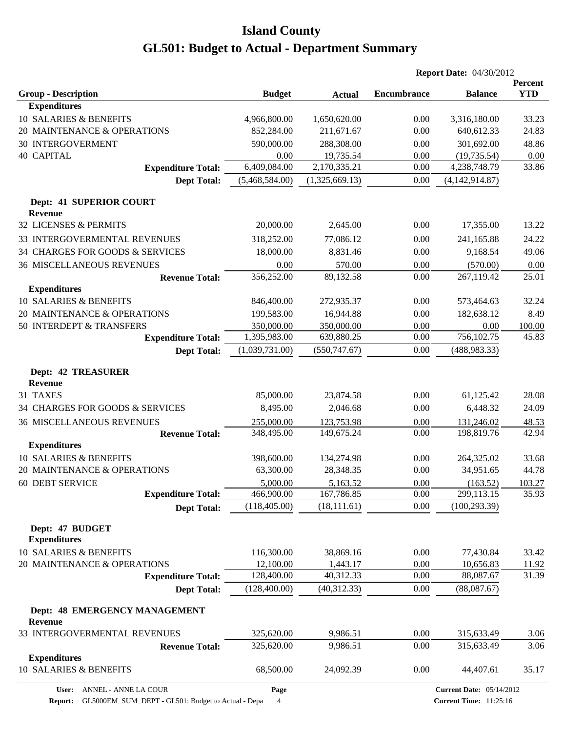# Island County

# GL501: Budget to Actual - Department Summary

**Report Date:** 04/30/2012

| Group - Description | Budget | Actual | Encumbrance | Balance | Percent YTD |
|---|---|---|---|---|---|
| **Expenditures** | | | | | |
| 10 SALARIES & BENEFITS | 4,966,800.00 | 1,650,620.00 | 0.00 | 3,316,180.00 | 33.23 |
| 20 MAINTENANCE & OPERATIONS | 852,284.00 | 211,671.67 | 0.00 | 640,612.33 | 24.83 |
| 30 INTERGOVERMENT | 590,000.00 | 288,308.00 | 0.00 | 301,692.00 | 48.86 |
| 40 CAPITAL | 0.00 | 19,735.54 | 0.00 | (19,735.54) | 0.00 |
| **Expenditure Total:** | 6,409,084.00 | 2,170,335.21 | 0.00 | 4,238,748.79 | 33.86 |
| **Dept Total:** | (5,468,584.00) | (1,325,669.13) | 0.00 | (4,142,914.87) | |
| **Dept: 41 SUPERIOR COURT** | | | | | |
| **Revenue** | | | | | |
| 32 LICENSES & PERMITS | 20,000.00 | 2,645.00 | 0.00 | 17,355.00 | 13.22 |
| 33 INTERGOVERMENTAL REVENUES | 318,252.00 | 77,086.12 | 0.00 | 241,165.88 | 24.22 |
| 34 CHARGES FOR GOODS & SERVICES | 18,000.00 | 8,831.46 | 0.00 | 9,168.54 | 49.06 |
| 36 MISCELLANEOUS REVENUES | 0.00 | 570.00 | 0.00 | (570.00) | 0.00 |
| **Revenue Total:** | 356,252.00 | 89,132.58 | 0.00 | 267,119.42 | 25.01 |
| **Expenditures** | | | | | |
| 10 SALARIES & BENEFITS | 846,400.00 | 272,935.37 | 0.00 | 573,464.63 | 32.24 |
| 20 MAINTENANCE & OPERATIONS | 199,583.00 | 16,944.88 | 0.00 | 182,638.12 | 8.49 |
| 50 INTERDEPT & TRANSFERS | 350,000.00 | 350,000.00 | 0.00 | 0.00 | 100.00 |
| **Expenditure Total:** | 1,395,983.00 | 639,880.25 | 0.00 | 756,102.75 | 45.83 |
| **Dept Total:** | (1,039,731.00) | (550,747.67) | 0.00 | (488,983.33) | |
| **Dept: 42 TREASURER** | | | | | |
| **Revenue** | | | | | |
| 31 TAXES | 85,000.00 | 23,874.58 | 0.00 | 61,125.42 | 28.08 |
| 34 CHARGES FOR GOODS & SERVICES | 8,495.00 | 2,046.68 | 0.00 | 6,448.32 | 24.09 |
| 36 MISCELLANEOUS REVENUES | 255,000.00 | 123,753.98 | 0.00 | 131,246.02 | 48.53 |
| **Revenue Total:** | 348,495.00 | 149,675.24 | 0.00 | 198,819.76 | 42.94 |
| **Expenditures** | | | | | |
| 10 SALARIES & BENEFITS | 398,600.00 | 134,274.98 | 0.00 | 264,325.02 | 33.68 |
| 20 MAINTENANCE & OPERATIONS | 63,300.00 | 28,348.35 | 0.00 | 34,951.65 | 44.78 |
| 60 DEBT SERVICE | 5,000.00 | 5,163.52 | 0.00 | (163.52) | 103.27 |
| **Expenditure Total:** | 466,900.00 | 167,786.85 | 0.00 | 299,113.15 | 35.93 |
| **Dept Total:** | (118,405.00) | (18,111.61) | 0.00 | (100,293.39) | |
| **Dept: 47 BUDGET** | | | | | |
| **Expenditures** | | | | | |
| 10 SALARIES & BENEFITS | 116,300.00 | 38,869.16 | 0.00 | 77,430.84 | 33.42 |
| 20 MAINTENANCE & OPERATIONS | 12,100.00 | 1,443.17 | 0.00 | 10,656.83 | 11.92 |
| **Expenditure Total:** | 128,400.00 | 40,312.33 | 0.00 | 88,087.67 | 31.39 |
| **Dept Total:** | (128,400.00) | (40,312.33) | 0.00 | (88,087.67) | |
| **Dept: 48 EMERGENCY MANAGEMENT** | | | | | |
| **Revenue** | | | | | |
| 33 INTERGOVERMENTAL REVENUES | 325,620.00 | 9,986.51 | 0.00 | 315,633.49 | 3.06 |
| **Revenue Total:** | 325,620.00 | 9,986.51 | 0.00 | 315,633.49 | 3.06 |
| **Expenditures** | | | | | |
| 10 SALARIES & BENEFITS | 68,500.00 | 24,092.39 | 0.00 | 44,407.61 | 35.17 |

User: ANNEL - ANNE LA COUR
Report: GL5000EM_SUM_DEPT - GL501: Budget to Actual - Depa
Current Date: 05/14/2012
Current Time: 11:25:16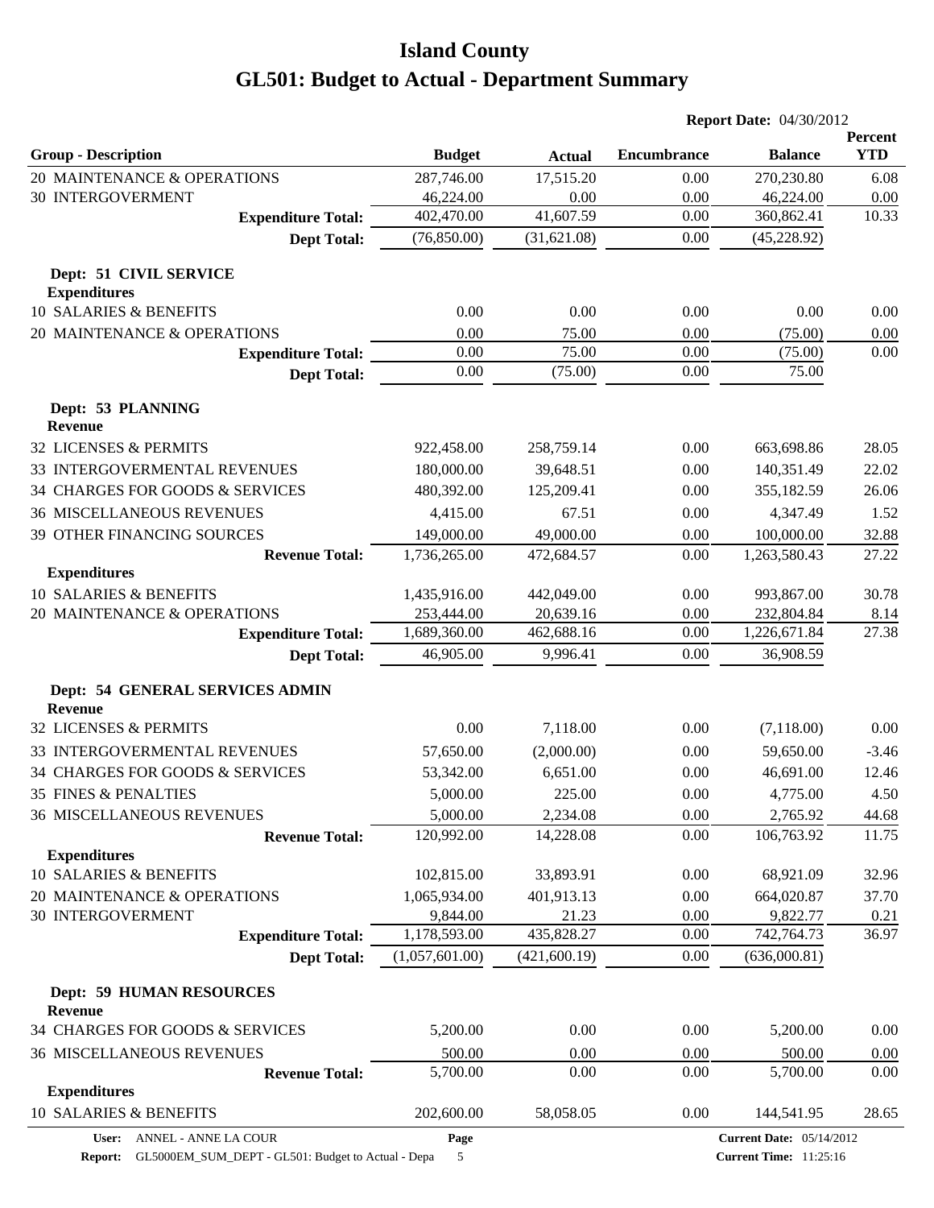# Island County

# GL501: Budget to Actual - Department Summary

**Report Date:** 04/30/2012

| Group - Description | Budget | Actual | Encumbrance | Balance | Percent YTD |
|---|---|---|---|---|---|
| 20 MAINTENANCE & OPERATIONS | 287,746.00 | 17,515.20 | 0.00 | 270,230.80 | 6.08 |
| 30 INTERGOVERMENT | 46,224.00 | 0.00 | 0.00 | 46,224.00 | 0.00 |
| **Expenditure Total:** | 402,470.00 | 41,607.59 | 0.00 | 360,862.41 | 10.33 |
| **Dept Total:** | (76,850.00) | (31,621.08) | 0.00 | (45,228.92) | |
| **Dept: 51 CIVIL SERVICE** | | | | | |
| **Expenditures** | | | | | |
| 10 SALARIES & BENEFITS | 0.00 | 0.00 | 0.00 | 0.00 | 0.00 |
| 20 MAINTENANCE & OPERATIONS | 0.00 | 75.00 | 0.00 | (75.00) | 0.00 |
| **Expenditure Total:** | 0.00 | 75.00 | 0.00 | (75.00) | 0.00 |
| **Dept Total:** | 0.00 | (75.00) | 0.00 | 75.00 | |
| **Dept: 53 PLANNING** | | | | | |
| **Revenue** | | | | | |
| 32 LICENSES & PERMITS | 922,458.00 | 258,759.14 | 0.00 | 663,698.86 | 28.05 |
| 33 INTERGOVERMENTAL REVENUES | 180,000.00 | 39,648.51 | 0.00 | 140,351.49 | 22.02 |
| 34 CHARGES FOR GOODS & SERVICES | 480,392.00 | 125,209.41 | 0.00 | 355,182.59 | 26.06 |
| 36 MISCELLANEOUS REVENUES | 4,415.00 | 67.51 | 0.00 | 4,347.49 | 1.52 |
| 39 OTHER FINANCING SOURCES | 149,000.00 | 49,000.00 | 0.00 | 100,000.00 | 32.88 |
| **Revenue Total:** | 1,736,265.00 | 472,684.57 | 0.00 | 1,263,580.43 | 27.22 |
| **Expenditures** | | | | | |
| 10 SALARIES & BENEFITS | 1,435,916.00 | 442,049.00 | 0.00 | 993,867.00 | 30.78 |
| 20 MAINTENANCE & OPERATIONS | 253,444.00 | 20,639.16 | 0.00 | 232,804.84 | 8.14 |
| **Expenditure Total:** | 1,689,360.00 | 462,688.16 | 0.00 | 1,226,671.84 | 27.38 |
| **Dept Total:** | 46,905.00 | 9,996.41 | 0.00 | 36,908.59 | |
| **Dept: 54 GENERAL SERVICES ADMIN** | | | | | |
| **Revenue** | | | | | |
| 32 LICENSES & PERMITS | 0.00 | 7,118.00 | 0.00 | (7,118.00) | 0.00 |
| 33 INTERGOVERMENTAL REVENUES | 57,650.00 | (2,000.00) | 0.00 | 59,650.00 | -3.46 |
| 34 CHARGES FOR GOODS & SERVICES | 53,342.00 | 6,651.00 | 0.00 | 46,691.00 | 12.46 |
| 35 FINES & PENALTIES | 5,000.00 | 225.00 | 0.00 | 4,775.00 | 4.50 |
| 36 MISCELLANEOUS REVENUES | 5,000.00 | 2,234.08 | 0.00 | 2,765.92 | 44.68 |
| **Revenue Total:** | 120,992.00 | 14,228.08 | 0.00 | 106,763.92 | 11.75 |
| **Expenditures** | | | | | |
| 10 SALARIES & BENEFITS | 102,815.00 | 33,893.91 | 0.00 | 68,921.09 | 32.96 |
| 20 MAINTENANCE & OPERATIONS | 1,065,934.00 | 401,913.13 | 0.00 | 664,020.87 | 37.70 |
| 30 INTERGOVERMENT | 9,844.00 | 21.23 | 0.00 | 9,822.77 | 0.21 |
| **Expenditure Total:** | 1,178,593.00 | 435,828.27 | 0.00 | 742,764.73 | 36.97 |
| **Dept Total:** | (1,057,601.00) | (421,600.19) | 0.00 | (636,000.81) | |
| **Dept: 59 HUMAN RESOURCES** | | | | | |
| **Revenue** | | | | | |
| 34 CHARGES FOR GOODS & SERVICES | 5,200.00 | 0.00 | 0.00 | 5,200.00 | 0.00 |
| 36 MISCELLANEOUS REVENUES | 500.00 | 0.00 | 0.00 | 500.00 | 0.00 |
| **Revenue Total:** | 5,700.00 | 0.00 | 0.00 | 5,700.00 | 0.00 |
| **Expenditures** | | | | | |
| 10 SALARIES & BENEFITS | 202,600.00 | 58,058.05 | 0.00 | 144,541.95 | 28.65 |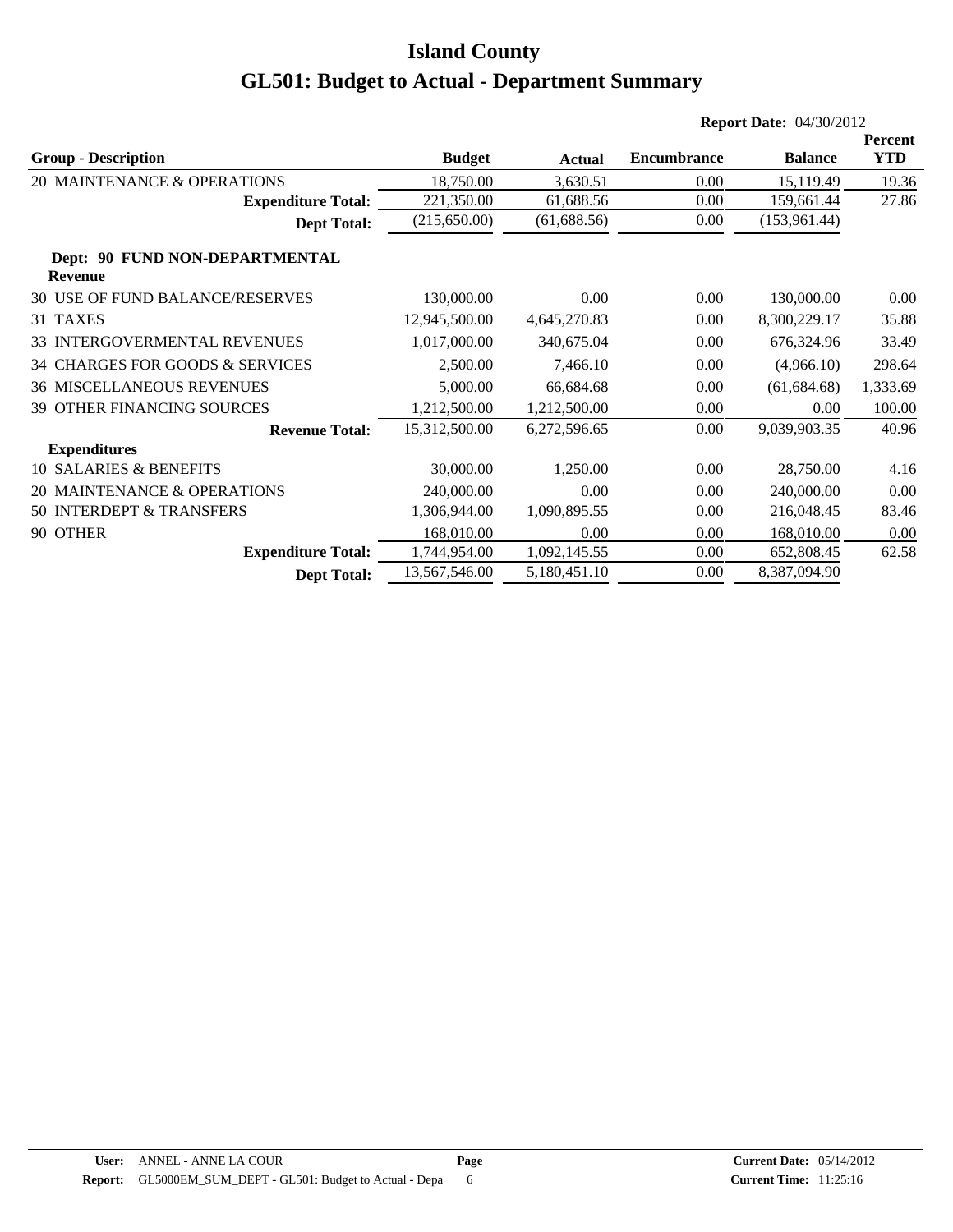# Island County

# GL501: Budget to Actual - Department Summary

**Report Date:** 04/30/2012

| Group - Description | Budget | Actual | Encumbrance | Balance | Percent YTD |
|---|---|---|---|---|---|
| 20 MAINTENANCE & OPERATIONS | 18,750.00 | 3,630.51 | 0.00 | 15,119.49 | 19.36 |
| **Expenditure Total:** | 221,350.00 | 61,688.56 | 0.00 | 159,661.44 | 27.86 |
| **Dept Total:** | (215,650.00) | (61,688.56) | 0.00 | (153,961.44) | |
| **Dept: 90 FUND NON-DEPARTMENTAL** | | | | | |
| **Revenue** | | | | | |
| 30 USE OF FUND BALANCE/RESERVES | 130,000.00 | 0.00 | 0.00 | 130,000.00 | 0.00 |
| 31 TAXES | 12,945,500.00 | 4,645,270.83 | 0.00 | 8,300,229.17 | 35.88 |
| 33 INTERGOVERMENTAL REVENUES | 1,017,000.00 | 340,675.04 | 0.00 | 676,324.96 | 33.49 |
| 34 CHARGES FOR GOODS & SERVICES | 2,500.00 | 7,466.10 | 0.00 | (4,966.10) | 298.64 |
| 36 MISCELLANEOUS REVENUES | 5,000.00 | 66,684.68 | 0.00 | (61,684.68) | 1,333.69 |
| 39 OTHER FINANCING SOURCES | 1,212,500.00 | 1,212,500.00 | 0.00 | 0.00 | 100.00 |
| **Revenue Total:** | 15,312,500.00 | 6,272,596.65 | 0.00 | 9,039,903.35 | 40.96 |
| **Expenditures** | | | | | |
| 10 SALARIES & BENEFITS | 30,000.00 | 1,250.00 | 0.00 | 28,750.00 | 4.16 |
| 20 MAINTENANCE & OPERATIONS | 240,000.00 | 0.00 | 0.00 | 240,000.00 | 0.00 |
| 50 INTERDEPT & TRANSFERS | 1,306,944.00 | 1,090,895.55 | 0.00 | 216,048.45 | 83.46 |
| 90 OTHER | 168,010.00 | 0.00 | 0.00 | 168,010.00 | 0.00 |
| **Expenditure Total:** | 1,744,954.00 | 1,092,145.55 | 0.00 | 652,808.45 | 62.58 |
| **Dept Total:** | 13,567,546.00 | 5,180,451.10 | 0.00 | 8,387,094.90 | |

**User:** ANNEL - ANNE LA COUR
**Report:** GL5000EM_SUM_DEPT - GL501: Budget to Actual - Depa
**Current Date:** 05/14/2012
**Current Time:** 11:25:16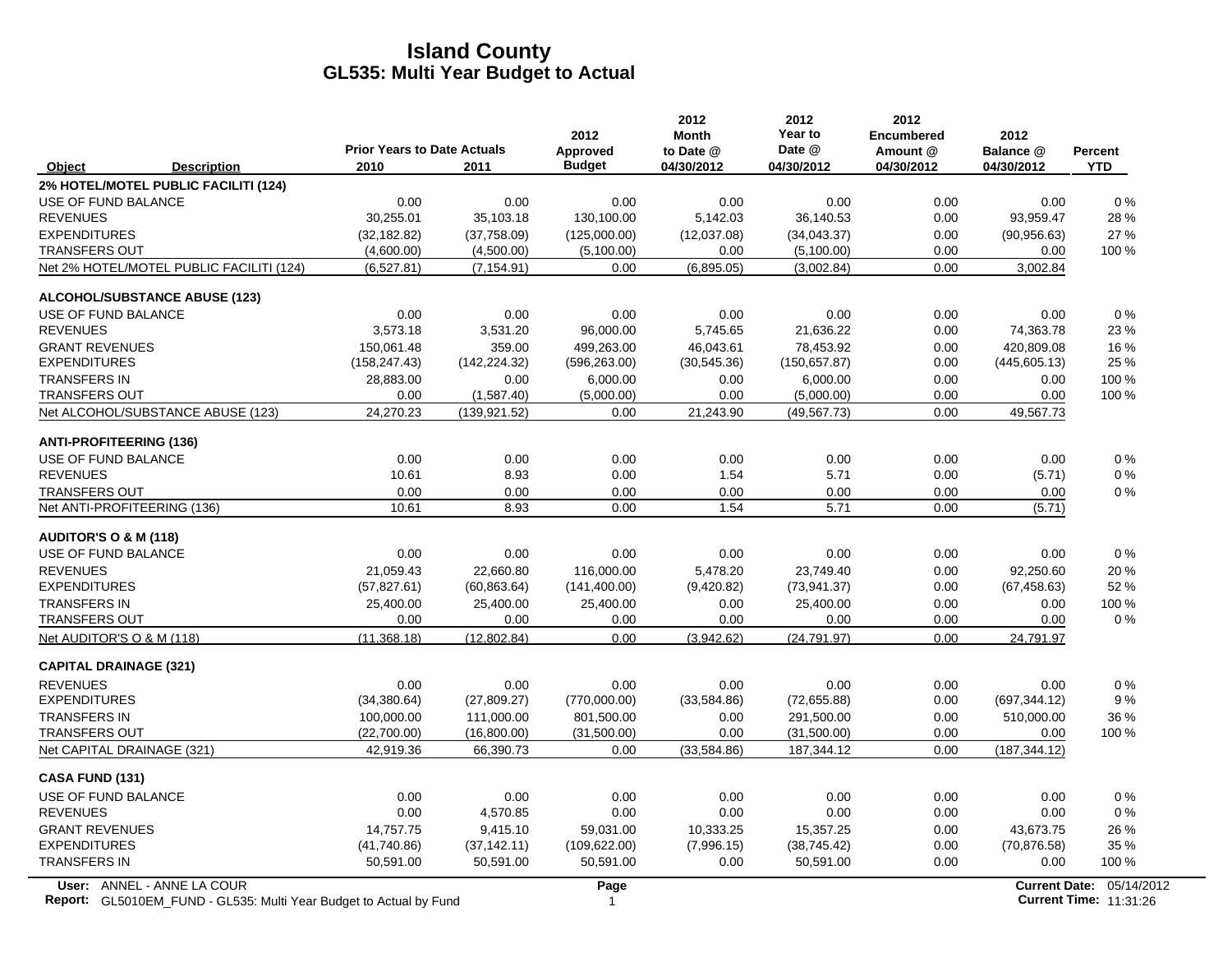# Island County
## GL535: Multi Year Budget to Actual

| Object | Description | Prior Years to Date Actuals 2010 | 2011 | 2012 Approved Budget | 2012 Month to Date @ 04/30/2012 | 2012 Year to Date @ 04/30/2012 | 2012 Encumbered Amount @ 04/30/2012 | 2012 Balance @ 04/30/2012 | Percent YTD |
|---|---|---|---|---|---|---|---|---|---|
| **2% HOTEL/MOTEL PUBLIC FACILITI (124)** | | | | | | | | | |
| USE OF FUND BALANCE | | 0.00 | 0.00 | 0.00 | 0.00 | 0.00 | 0.00 | 0.00 | 0 % |
| REVENUES | | 30,255.01 | 35,103.18 | 130,100.00 | 5,142.03 | 36,140.53 | 0.00 | 93,959.47 | 28 % |
| EXPENDITURES | | (32,182.82) | (37,758.09) | (125,000.00) | (12,037.08) | (34,043.37) | 0.00 | (90,956.63) | 27 % |
| TRANSFERS OUT | | (4,600.00) | (4,500.00) | (5,100.00) | 0.00 | (5,100.00) | 0.00 | 0.00 | 100 % |
| Net 2% HOTEL/MOTEL PUBLIC FACILITI (124) | | (6,527.81) | (7,154.91) | 0.00 | (6,895.05) | (3,002.84) | 0.00 | 3,002.84 | |
| **ALCOHOL/SUBSTANCE ABUSE (123)** | | | | | | | | | |
| USE OF FUND BALANCE | | 0.00 | 0.00 | 0.00 | 0.00 | 0.00 | 0.00 | 0.00 | 0 % |
| REVENUES | | 3,573.18 | 3,531.20 | 96,000.00 | 5,745.65 | 21,636.22 | 0.00 | 74,363.78 | 23 % |
| GRANT REVENUES | | 150,061.48 | 359.00 | 499,263.00 | 46,043.61 | 78,453.92 | 0.00 | 420,809.08 | 16 % |
| EXPENDITURES | | (158,247.43) | (142,224.32) | (596,263.00) | (30,545.36) | (150,657.87) | 0.00 | (445,605.13) | 25 % |
| TRANSFERS IN | | 28,883.00 | 0.00 | 6,000.00 | 0.00 | 6,000.00 | 0.00 | 0.00 | 100 % |
| TRANSFERS OUT | | 0.00 | (1,587.40) | (5,000.00) | 0.00 | (5,000.00) | 0.00 | 0.00 | 100 % |
| Net ALCOHOL/SUBSTANCE ABUSE (123) | | 24,270.23 | (139,921.52) | 0.00 | 21,243.90 | (49,567.73) | 0.00 | 49,567.73 | |
| **ANTI-PROFITEERING (136)** | | | | | | | | | |
| USE OF FUND BALANCE | | 0.00 | 0.00 | 0.00 | 0.00 | 0.00 | 0.00 | 0.00 | 0 % |
| REVENUES | | 10.61 | 8.93 | 0.00 | 1.54 | 5.71 | 0.00 | (5.71) | 0 % |
| TRANSFERS OUT | | 0.00 | 0.00 | 0.00 | 0.00 | 0.00 | 0.00 | 0.00 | 0 % |
| Net ANTI-PROFITEERING (136) | | 10.61 | 8.93 | 0.00 | 1.54 | 5.71 | 0.00 | (5.71) | |
| **AUDITOR'S O & M (118)** | | | | | | | | | |
| USE OF FUND BALANCE | | 0.00 | 0.00 | 0.00 | 0.00 | 0.00 | 0.00 | 0.00 | 0 % |
| REVENUES | | 21,059.43 | 22,660.80 | 116,000.00 | 5,478.20 | 23,749.40 | 0.00 | 92,250.60 | 20 % |
| EXPENDITURES | | (57,827.61) | (60,863.64) | (141,400.00) | (9,420.82) | (73,941.37) | 0.00 | (67,458.63) | 52 % |
| TRANSFERS IN | | 25,400.00 | 25,400.00 | 25,400.00 | 0.00 | 25,400.00 | 0.00 | 0.00 | 100 % |
| TRANSFERS OUT | | 0.00 | 0.00 | 0.00 | 0.00 | 0.00 | 0.00 | 0.00 | 0 % |
| Net AUDITOR'S O & M (118) | | (11,368.18) | (12,802.84) | 0.00 | (3,942.62) | (24,791.97) | 0.00 | 24,791.97 | |
| **CAPITAL DRAINAGE (321)** | | | | | | | | | |
| REVENUES | | 0.00 | 0.00 | 0.00 | 0.00 | 0.00 | 0.00 | 0.00 | 0 % |
| EXPENDITURES | | (34,380.64) | (27,809.27) | (770,000.00) | (33,584.86) | (72,655.88) | 0.00 | (697,344.12) | 9 % |
| TRANSFERS IN | | 100,000.00 | 111,000.00 | 801,500.00 | 0.00 | 291,500.00 | 0.00 | 510,000.00 | 36 % |
| TRANSFERS OUT | | (22,700.00) | (16,800.00) | (31,500.00) | 0.00 | (31,500.00) | 0.00 | 0.00 | 100 % |
| Net CAPITAL DRAINAGE (321) | | 42,919.36 | 66,390.73 | 0.00 | (33,584.86) | 187,344.12 | 0.00 | (187,344.12) | |
| **CASA FUND (131)** | | | | | | | | | |
| USE OF FUND BALANCE | | 0.00 | 0.00 | 0.00 | 0.00 | 0.00 | 0.00 | 0.00 | 0 % |
| REVENUES | | 0.00 | 4,570.85 | 0.00 | 0.00 | 0.00 | 0.00 | 0.00 | 0 % |
| GRANT REVENUES | | 14,757.75 | 9,415.10 | 59,031.00 | 10,333.25 | 15,357.25 | 0.00 | 43,673.75 | 26 % |
| EXPENDITURES | | (41,740.86) | (37,142.11) | (109,622.00) | (7,996.15) | (38,745.42) | 0.00 | (70,876.58) | 35 % |
| TRANSFERS IN | | 50,591.00 | 50,591.00 | 50,591.00 | 0.00 | 50,591.00 | 0.00 | 0.00 | 100 % |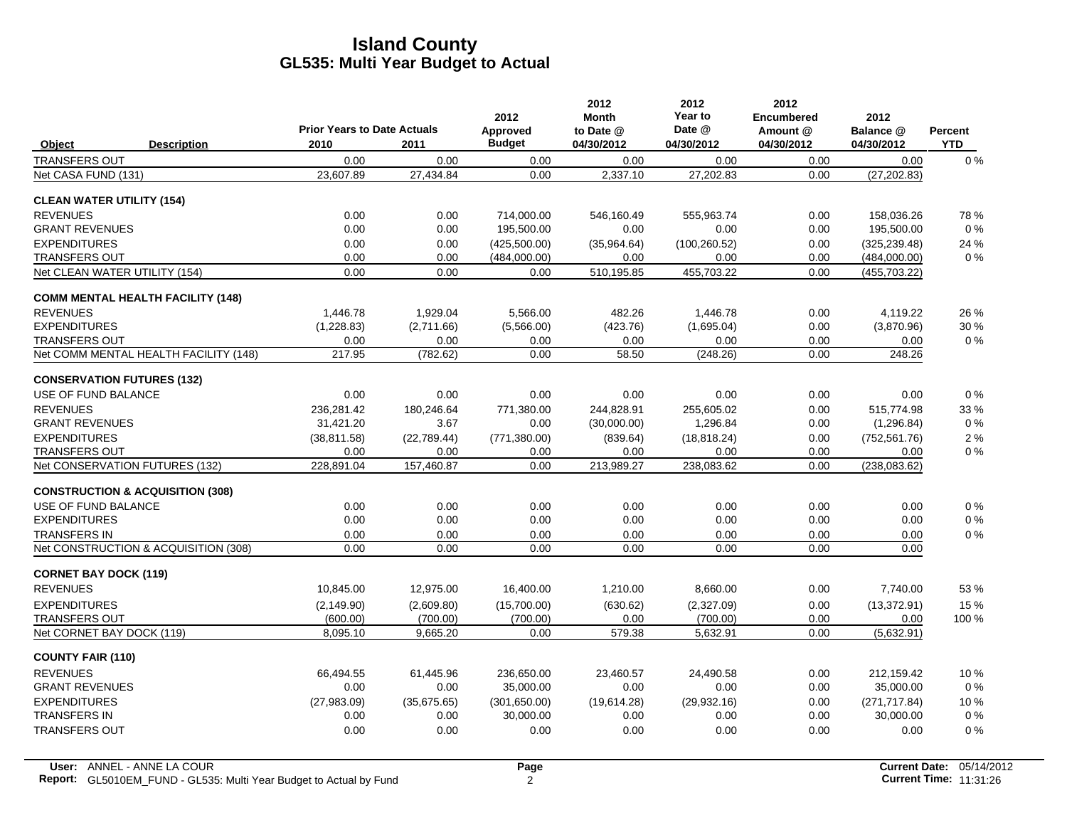# Island County
## GL535: Multi Year Budget to Actual

| Object | Description | Prior Years to Date Actuals 2010 | 2011 | 2012 Approved Budget | 2012 Month to Date @ 04/30/2012 | 2012 Year to Date @ 04/30/2012 | 2012 Encumbered Amount @ 04/30/2012 | 2012 Balance @ 04/30/2012 | Percent YTD |
|---|---|---|---|---|---|---|---|---|---|
| TRANSFERS OUT | | 0.00 | 0.00 | 0.00 | 0.00 | 0.00 | 0.00 | 0.00 | 0 % |
| Net CASA FUND (131) | | 23,607.89 | 27,434.84 | 0.00 | 2,337.10 | 27,202.83 | 0.00 | (27,202.83) | |
| **CLEAN WATER UTILITY (154)** | | | | | | | | | |
| REVENUES | | 0.00 | 0.00 | 714,000.00 | 546,160.49 | 555,963.74 | 0.00 | 158,036.26 | 78 % |
| GRANT REVENUES | | 0.00 | 0.00 | 195,500.00 | 0.00 | 0.00 | 0.00 | 195,500.00 | 0 % |
| EXPENDITURES | | 0.00 | 0.00 | (425,500.00) | (35,964.64) | (100,260.52) | 0.00 | (325,239.48) | 24 % |
| TRANSFERS OUT | | 0.00 | 0.00 | (484,000.00) | 0.00 | 0.00 | 0.00 | (484,000.00) | 0 % |
| Net CLEAN WATER UTILITY (154) | | 0.00 | 0.00 | 0.00 | 510,195.85 | 455,703.22 | 0.00 | (455,703.22) | |
| **COMM MENTAL HEALTH FACILITY (148)** | | | | | | | | | |
| REVENUES | | 1,446.78 | 1,929.04 | 5,566.00 | 482.26 | 1,446.78 | 0.00 | 4,119.22 | 26 % |
| EXPENDITURES | | (1,228.83) | (2,711.66) | (5,566.00) | (423.76) | (1,695.04) | 0.00 | (3,870.96) | 30 % |
| TRANSFERS OUT | | 0.00 | 0.00 | 0.00 | 0.00 | 0.00 | 0.00 | 0.00 | 0 % |
| Net COMM MENTAL HEALTH FACILITY (148) | | 217.95 | (782.62) | 0.00 | 58.50 | (248.26) | 0.00 | 248.26 | |
| **CONSERVATION FUTURES (132)** | | | | | | | | | |
| USE OF FUND BALANCE | | 0.00 | 0.00 | 0.00 | 0.00 | 0.00 | 0.00 | 0.00 | 0 % |
| REVENUES | | 236,281.42 | 180,246.64 | 771,380.00 | 244,828.91 | 255,605.02 | 0.00 | 515,774.98 | 33 % |
| GRANT REVENUES | | 31,421.20 | 3.67 | 0.00 | (30,000.00) | 1,296.84 | 0.00 | (1,296.84) | 0 % |
| EXPENDITURES | | (38,811.58) | (22,789.44) | (771,380.00) | (839.64) | (18,818.24) | 0.00 | (752,561.76) | 2 % |
| TRANSFERS OUT | | 0.00 | 0.00 | 0.00 | 0.00 | 0.00 | 0.00 | 0.00 | 0 % |
| Net CONSERVATION FUTURES (132) | | 228,891.04 | 157,460.87 | 0.00 | 213,989.27 | 238,083.62 | 0.00 | (238,083.62) | |
| **CONSTRUCTION & ACQUISITION (308)** | | | | | | | | | |
| USE OF FUND BALANCE | | 0.00 | 0.00 | 0.00 | 0.00 | 0.00 | 0.00 | 0.00 | 0 % |
| EXPENDITURES | | 0.00 | 0.00 | 0.00 | 0.00 | 0.00 | 0.00 | 0.00 | 0 % |
| TRANSFERS IN | | 0.00 | 0.00 | 0.00 | 0.00 | 0.00 | 0.00 | 0.00 | 0 % |
| Net CONSTRUCTION & ACQUISITION (308) | | 0.00 | 0.00 | 0.00 | 0.00 | 0.00 | 0.00 | 0.00 | |
| **CORNET BAY DOCK (119)** | | | | | | | | | |
| REVENUES | | 10,845.00 | 12,975.00 | 16,400.00 | 1,210.00 | 8,660.00 | 0.00 | 7,740.00 | 53 % |
| EXPENDITURES | | (2,149.90) | (2,609.80) | (15,700.00) | (630.62) | (2,327.09) | 0.00 | (13,372.91) | 15 % |
| TRANSFERS OUT | | (600.00) | (700.00) | (700.00) | 0.00 | (700.00) | 0.00 | 0.00 | 100 % |
| Net CORNET BAY DOCK (119) | | 8,095.10 | 9,665.20 | 0.00 | 579.38 | 5,632.91 | 0.00 | (5,632.91) | |
| **COUNTY FAIR (110)** | | | | | | | | | |
| REVENUES | | 66,494.55 | 61,445.96 | 236,650.00 | 23,460.57 | 24,490.58 | 0.00 | 212,159.42 | 10 % |
| GRANT REVENUES | | 0.00 | 0.00 | 35,000.00 | 0.00 | 0.00 | 0.00 | 35,000.00 | 0 % |
| EXPENDITURES | | (27,983.09) | (35,675.65) | (301,650.00) | (19,614.28) | (29,932.16) | 0.00 | (271,717.84) | 10 % |
| TRANSFERS IN | | 0.00 | 0.00 | 30,000.00 | 0.00 | 0.00 | 0.00 | 30,000.00 | 0 % |
| TRANSFERS OUT | | 0.00 | 0.00 | 0.00 | 0.00 | 0.00 | 0.00 | 0.00 | 0 % |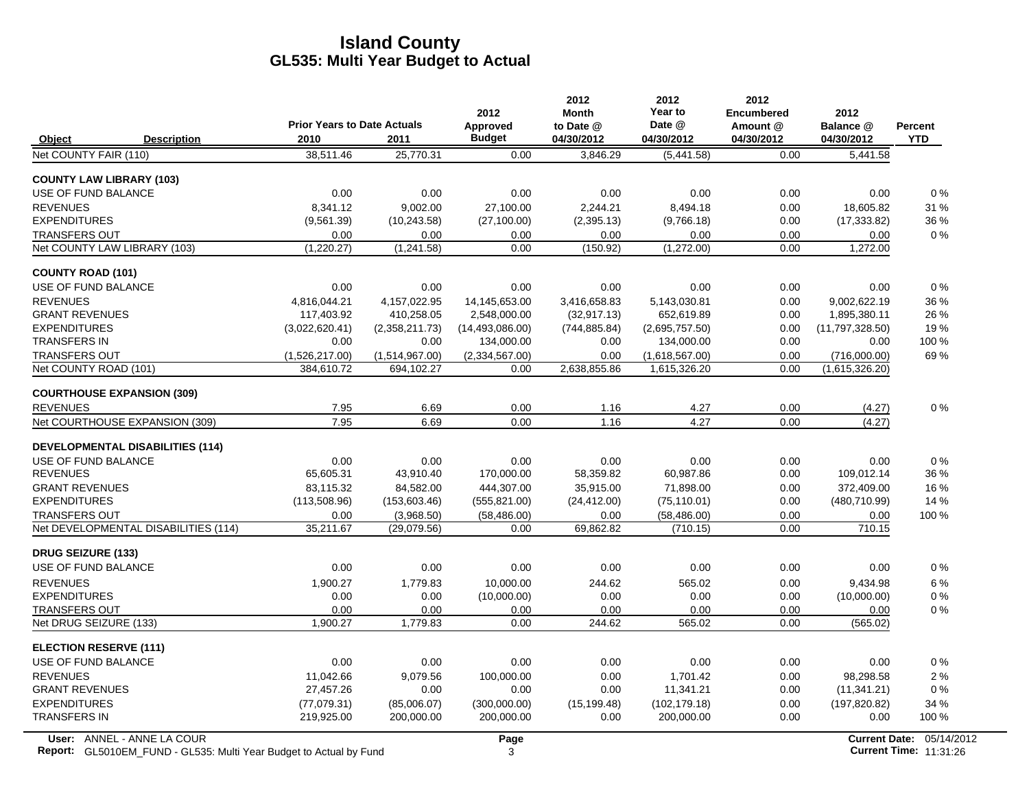# Island County

## GL535: Multi Year Budget to Actual

| Object | Description | Prior Years to Date Actuals 2010 | 2011 | 2012 Approved Budget | 2012 Month to Date @ 04/30/2012 | 2012 Year to Date @ 04/30/2012 | 2012 Encumbered Amount @ 04/30/2012 | 2012 Balance @ 04/30/2012 | Percent YTD |
|---|---|---|---|---|---|---|---|---|---|
| Net COUNTY FAIR (110) | | 38,511.46 | 25,770.31 | 0.00 | 3,846.29 | (5,441.58) | 0.00 | 5,441.58 | |
| **COUNTY LAW LIBRARY (103)** | | | | | | | | | |
| USE OF FUND BALANCE | | 0.00 | 0.00 | 0.00 | 0.00 | 0.00 | 0.00 | 0.00 | 0 % |
| REVENUES | | 8,341.12 | 9,002.00 | 27,100.00 | 2,244.21 | 8,494.18 | 0.00 | 18,605.82 | 31 % |
| EXPENDITURES | | (9,561.39) | (10,243.58) | (27,100.00) | (2,395.13) | (9,766.18) | 0.00 | (17,333.82) | 36 % |
| TRANSFERS OUT | | 0.00 | 0.00 | 0.00 | 0.00 | 0.00 | 0.00 | 0.00 | 0 % |
| Net COUNTY LAW LIBRARY (103) | | (1,220.27) | (1,241.58) | 0.00 | (150.92) | (1,272.00) | 0.00 | 1,272.00 | |
| **COUNTY ROAD (101)** | | | | | | | | | |
| USE OF FUND BALANCE | | 0.00 | 0.00 | 0.00 | 0.00 | 0.00 | 0.00 | 0.00 | 0 % |
| REVENUES | | 4,816,044.21 | 4,157,022.95 | 14,145,653.00 | 3,416,658.83 | 5,143,030.81 | 0.00 | 9,002,622.19 | 36 % |
| GRANT REVENUES | | 117,403.92 | 410,258.05 | 2,548,000.00 | (32,917.13) | 652,619.89 | 0.00 | 1,895,380.11 | 26 % |
| EXPENDITURES | | (3,022,620.41) | (2,358,211.73) | (14,493,086.00) | (744,885.84) | (2,695,757.50) | 0.00 | (11,797,328.50) | 19 % |
| TRANSFERS IN | | 0.00 | 0.00 | 134,000.00 | 0.00 | 134,000.00 | 0.00 | 0.00 | 100 % |
| TRANSFERS OUT | | (1,526,217.00) | (1,514,967.00) | (2,334,567.00) | 0.00 | (1,618,567.00) | 0.00 | (716,000.00) | 69 % |
| Net COUNTY ROAD (101) | | 384,610.72 | 694,102.27 | 0.00 | 2,638,855.86 | 1,615,326.20 | 0.00 | (1,615,326.20) | |
| **COURTHOUSE EXPANSION (309)** | | | | | | | | | |
| REVENUES | | 7.95 | 6.69 | 0.00 | 1.16 | 4.27 | 0.00 | (4.27) | 0 % |
| Net COURTHOUSE EXPANSION (309) | | 7.95 | 6.69 | 0.00 | 1.16 | 4.27 | 0.00 | (4.27) | |
| **DEVELOPMENTAL DISABILITIES (114)** | | | | | | | | | |
| USE OF FUND BALANCE | | 0.00 | 0.00 | 0.00 | 0.00 | 0.00 | 0.00 | 0.00 | 0 % |
| REVENUES | | 65,605.31 | 43,910.40 | 170,000.00 | 58,359.82 | 60,987.86 | 0.00 | 109,012.14 | 36 % |
| GRANT REVENUES | | 83,115.32 | 84,582.00 | 444,307.00 | 35,915.00 | 71,898.00 | 0.00 | 372,409.00 | 16 % |
| EXPENDITURES | | (113,508.96) | (153,603.46) | (555,821.00) | (24,412.00) | (75,110.01) | 0.00 | (480,710.99) | 14 % |
| TRANSFERS OUT | | 0.00 | (3,968.50) | (58,486.00) | 0.00 | (58,486.00) | 0.00 | 0.00 | 100 % |
| Net DEVELOPMENTAL DISABILITIES (114) | | 35,211.67 | (29,079.56) | 0.00 | 69,862.82 | (710.15) | 0.00 | 710.15 | |
| **DRUG SEIZURE (133)** | | | | | | | | | |
| USE OF FUND BALANCE | | 0.00 | 0.00 | 0.00 | 0.00 | 0.00 | 0.00 | 0.00 | 0 % |
| REVENUES | | 1,900.27 | 1,779.83 | 10,000.00 | 244.62 | 565.02 | 0.00 | 9,434.98 | 6 % |
| EXPENDITURES | | 0.00 | 0.00 | (10,000.00) | 0.00 | 0.00 | 0.00 | (10,000.00) | 0 % |
| TRANSFERS OUT | | 0.00 | 0.00 | 0.00 | 0.00 | 0.00 | 0.00 | 0.00 | 0 % |
| Net DRUG SEIZURE (133) | | 1,900.27 | 1,779.83 | 0.00 | 244.62 | 565.02 | 0.00 | (565.02) | |
| **ELECTION RESERVE (111)** | | | | | | | | | |
| USE OF FUND BALANCE | | 0.00 | 0.00 | 0.00 | 0.00 | 0.00 | 0.00 | 0.00 | 0 % |
| REVENUES | | 11,042.66 | 9,079.56 | 100,000.00 | 0.00 | 1,701.42 | 0.00 | 98,298.58 | 2 % |
| GRANT REVENUES | | 27,457.26 | 0.00 | 0.00 | 0.00 | 11,341.21 | 0.00 | (11,341.21) | 0 % |
| EXPENDITURES | | (77,079.31) | (85,006.07) | (300,000.00) | (15,199.48) | (102,179.18) | 0.00 | (197,820.82) | 34 % |
| TRANSFERS IN | | 219,925.00 | 200,000.00 | 200,000.00 | 0.00 | 200,000.00 | 0.00 | 0.00 | 100 % |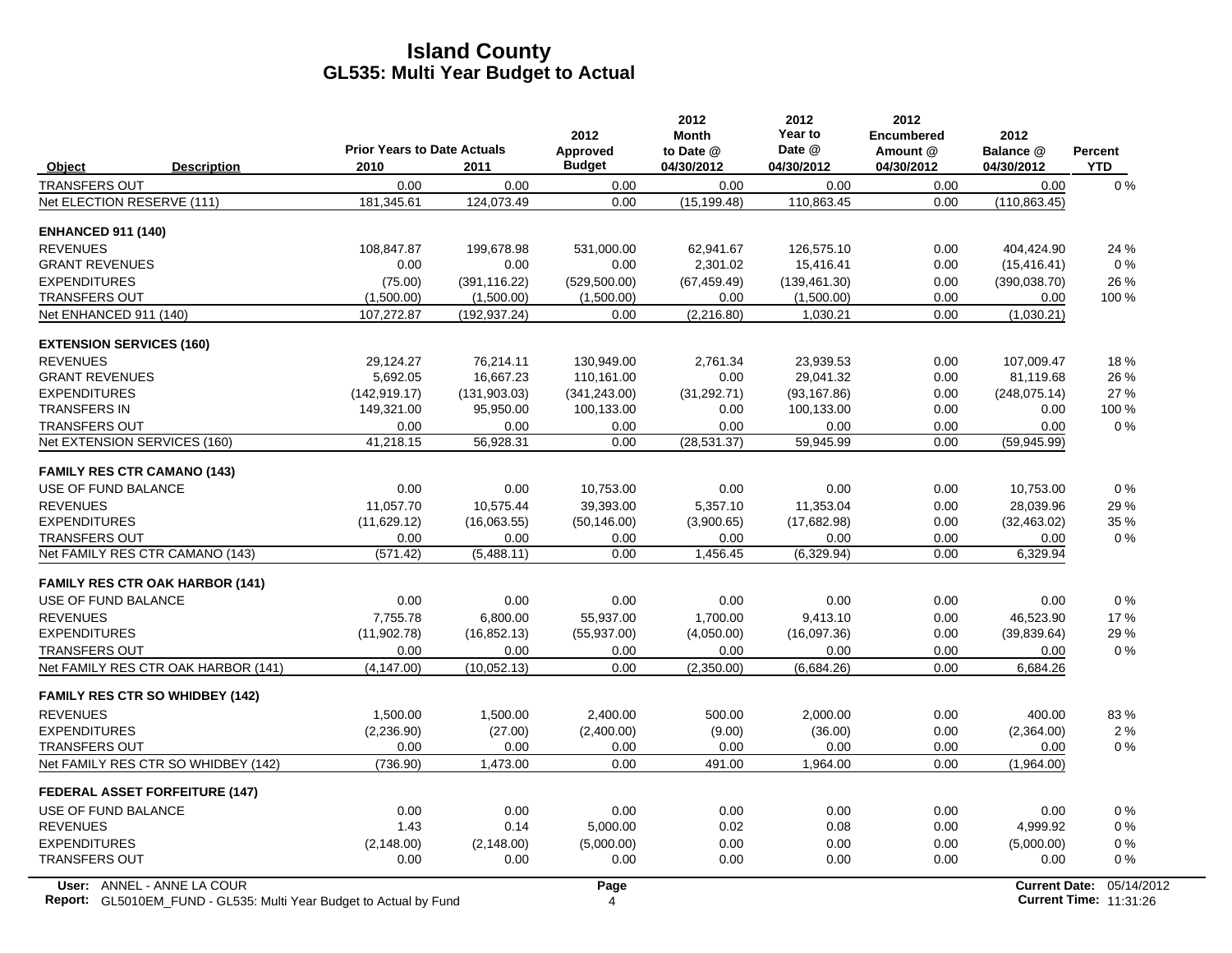# Island County
## GL535: Multi Year Budget to Actual

| Object | Description | Prior Years to Date Actuals 2010 | 2011 | 2012 Approved Budget | 2012 Month to Date @ 04/30/2012 | 2012 Year to Date @ 04/30/2012 | 2012 Encumbered Amount @ 04/30/2012 | 2012 Balance @ 04/30/2012 | Percent YTD |
|---|---|---|---|---|---|---|---|---|---|
| TRANSFERS OUT | | 0.00 | 0.00 | 0.00 | 0.00 | 0.00 | 0.00 | 0.00 | 0 % |
| Net ELECTION RESERVE (111) | | 181,345.61 | 124,073.49 | 0.00 | (15,199.48) | 110,863.45 | 0.00 | (110,863.45) | |
| **ENHANCED 911 (140)** | | | | | | | | | |
| REVENUES | | 108,847.87 | 199,678.98 | 531,000.00 | 62,941.67 | 126,575.10 | 0.00 | 404,424.90 | 24 % |
| GRANT REVENUES | | 0.00 | 0.00 | 0.00 | 2,301.02 | 15,416.41 | 0.00 | (15,416.41) | 0 % |
| EXPENDITURES | | (75.00) | (391,116.22) | (529,500.00) | (67,459.49) | (139,461.30) | 0.00 | (390,038.70) | 26 % |
| TRANSFERS OUT | | (1,500.00) | (1,500.00) | (1,500.00) | 0.00 | (1,500.00) | 0.00 | 0.00 | 100 % |
| Net ENHANCED 911 (140) | | 107,272.87 | (192,937.24) | 0.00 | (2,216.80) | 1,030.21 | 0.00 | (1,030.21) | |
| **EXTENSION SERVICES (160)** | | | | | | | | | |
| REVENUES | | 29,124.27 | 76,214.11 | 130,949.00 | 2,761.34 | 23,939.53 | 0.00 | 107,009.47 | 18 % |
| GRANT REVENUES | | 5,692.05 | 16,667.23 | 110,161.00 | 0.00 | 29,041.32 | 0.00 | 81,119.68 | 26 % |
| EXPENDITURES | | (142,919.17) | (131,903.03) | (341,243.00) | (31,292.71) | (93,167.86) | 0.00 | (248,075.14) | 27 % |
| TRANSFERS IN | | 149,321.00 | 95,950.00 | 100,133.00 | 0.00 | 100,133.00 | 0.00 | 0.00 | 100 % |
| TRANSFERS OUT | | 0.00 | 0.00 | 0.00 | 0.00 | 0.00 | 0.00 | 0.00 | 0 % |
| Net EXTENSION SERVICES (160) | | 41,218.15 | 56,928.31 | 0.00 | (28,531.37) | 59,945.99 | 0.00 | (59,945.99) | |
| **FAMILY RES CTR CAMANO (143)** | | | | | | | | | |
| USE OF FUND BALANCE | | 0.00 | 0.00 | 10,753.00 | 0.00 | 0.00 | 0.00 | 10,753.00 | 0 % |
| REVENUES | | 11,057.70 | 10,575.44 | 39,393.00 | 5,357.10 | 11,353.04 | 0.00 | 28,039.96 | 29 % |
| EXPENDITURES | | (11,629.12) | (16,063.55) | (50,146.00) | (3,900.65) | (17,682.98) | 0.00 | (32,463.02) | 35 % |
| TRANSFERS OUT | | 0.00 | 0.00 | 0.00 | 0.00 | 0.00 | 0.00 | 0.00 | 0 % |
| Net FAMILY RES CTR CAMANO (143) | | (571.42) | (5,488.11) | 0.00 | 1,456.45 | (6,329.94) | 0.00 | 6,329.94 | |
| **FAMILY RES CTR OAK HARBOR (141)** | | | | | | | | | |
| USE OF FUND BALANCE | | 0.00 | 0.00 | 0.00 | 0.00 | 0.00 | 0.00 | 0.00 | 0 % |
| REVENUES | | 7,755.78 | 6,800.00 | 55,937.00 | 1,700.00 | 9,413.10 | 0.00 | 46,523.90 | 17 % |
| EXPENDITURES | | (11,902.78) | (16,852.13) | (55,937.00) | (4,050.00) | (16,097.36) | 0.00 | (39,839.64) | 29 % |
| TRANSFERS OUT | | 0.00 | 0.00 | 0.00 | 0.00 | 0.00 | 0.00 | 0.00 | 0 % |
| Net FAMILY RES CTR OAK HARBOR (141) | | (4,147.00) | (10,052.13) | 0.00 | (2,350.00) | (6,684.26) | 0.00 | 6,684.26 | |
| **FAMILY RES CTR SO WHIDBEY (142)** | | | | | | | | | |
| REVENUES | | 1,500.00 | 1,500.00 | 2,400.00 | 500.00 | 2,000.00 | 0.00 | 400.00 | 83 % |
| EXPENDITURES | | (2,236.90) | (27.00) | (2,400.00) | (9.00) | (36.00) | 0.00 | (2,364.00) | 2 % |
| TRANSFERS OUT | | 0.00 | 0.00 | 0.00 | 0.00 | 0.00 | 0.00 | 0.00 | 0 % |
| Net FAMILY RES CTR SO WHIDBEY (142) | | (736.90) | 1,473.00 | 0.00 | 491.00 | 1,964.00 | 0.00 | (1,964.00) | |
| **FEDERAL ASSET FORFEITURE (147)** | | | | | | | | | |
| USE OF FUND BALANCE | | 0.00 | 0.00 | 0.00 | 0.00 | 0.00 | 0.00 | 0.00 | 0 % |
| REVENUES | | 1.43 | 0.14 | 5,000.00 | 0.02 | 0.08 | 0.00 | 4,999.92 | 0 % |
| EXPENDITURES | | (2,148.00) | (2,148.00) | (5,000.00) | 0.00 | 0.00 | 0.00 | (5,000.00) | 0 % |
| TRANSFERS OUT | | 0.00 | 0.00 | 0.00 | 0.00 | 0.00 | 0.00 | 0.00 | 0 % |

User: ANNEL - ANNE LA COUR
Report: GL5010EM_FUND - GL535: Multi Year Budget to Actual by Fund
Current Date: 05/14/2012
Current Time: 11:31:26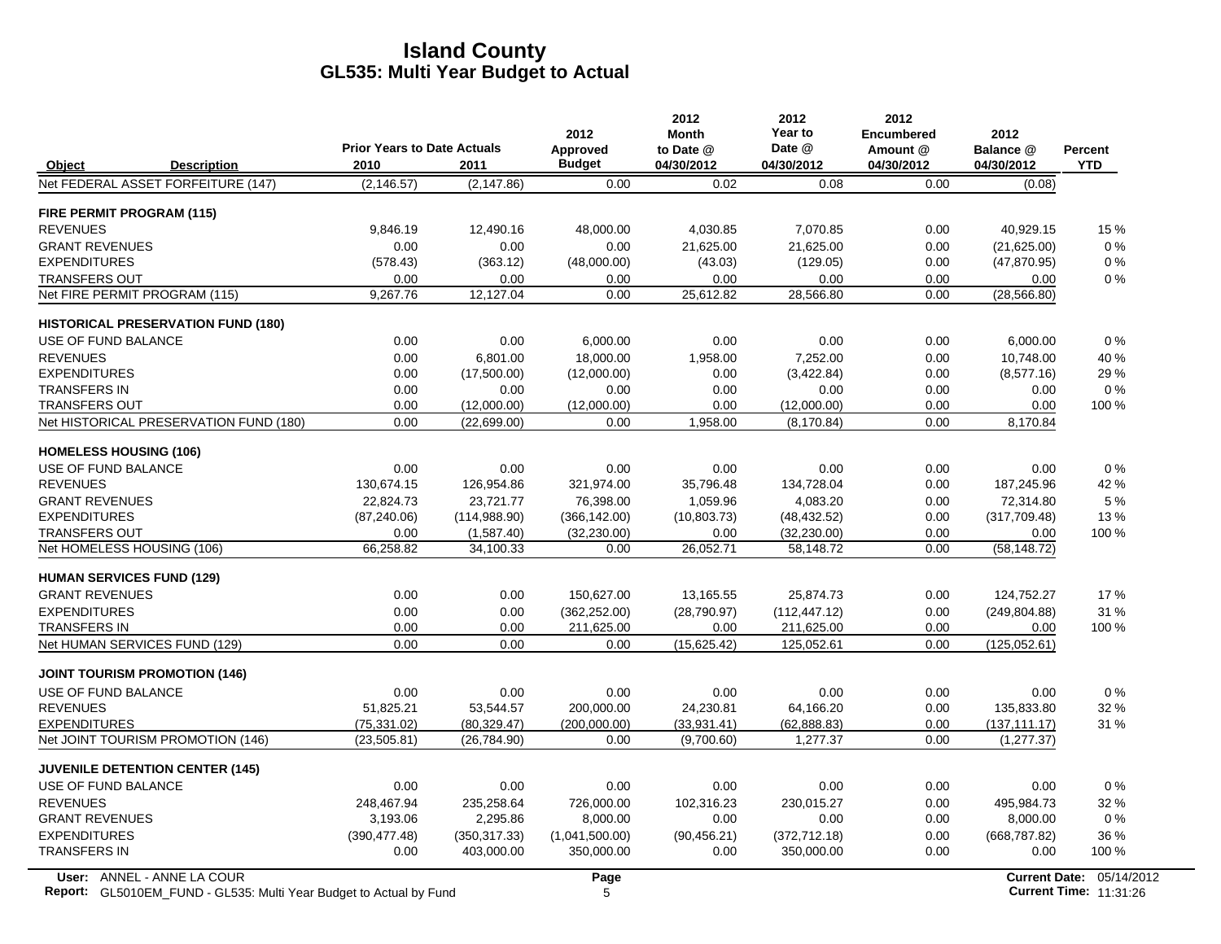# Island County
## GL535: Multi Year Budget to Actual

| Object | Description | Prior Years to Date Actuals 2010 | 2011 | 2012 Approved Budget | 2012 Month to Date @ 04/30/2012 | 2012 Year to Date @ 04/30/2012 | 2012 Encumbered Amount @ 04/30/2012 | 2012 Balance @ 04/30/2012 | Percent YTD |
|---|---|---|---|---|---|---|---|---|---|
| Net FEDERAL ASSET FORFEITURE (147) | | (2,146.57) | (2,147.86) | 0.00 | 0.02 | 0.08 | 0.00 | (0.08) | |
| **FIRE PERMIT PROGRAM (115)** | | | | | | | | | |
| REVENUES | | 9,846.19 | 12,490.16 | 48,000.00 | 4,030.85 | 7,070.85 | 0.00 | 40,929.15 | 15 % |
| GRANT REVENUES | | 0.00 | 0.00 | 0.00 | 21,625.00 | 21,625.00 | 0.00 | (21,625.00) | 0 % |
| EXPENDITURES | | (578.43) | (363.12) | (48,000.00) | (43.03) | (129.05) | 0.00 | (47,870.95) | 0 % |
| TRANSFERS OUT | | 0.00 | 0.00 | 0.00 | 0.00 | 0.00 | 0.00 | 0.00 | 0 % |
| Net FIRE PERMIT PROGRAM (115) | | 9,267.76 | 12,127.04 | 0.00 | 25,612.82 | 28,566.80 | 0.00 | (28,566.80) | |
| **HISTORICAL PRESERVATION FUND (180)** | | | | | | | | | |
| USE OF FUND BALANCE | | 0.00 | 0.00 | 6,000.00 | 0.00 | 0.00 | 0.00 | 6,000.00 | 0 % |
| REVENUES | | 0.00 | 6,801.00 | 18,000.00 | 1,958.00 | 7,252.00 | 0.00 | 10,748.00 | 40 % |
| EXPENDITURES | | 0.00 | (17,500.00) | (12,000.00) | 0.00 | (3,422.84) | 0.00 | (8,577.16) | 29 % |
| TRANSFERS IN | | 0.00 | 0.00 | 0.00 | 0.00 | 0.00 | 0.00 | 0.00 | 0 % |
| TRANSFERS OUT | | 0.00 | (12,000.00) | (12,000.00) | 0.00 | (12,000.00) | 0.00 | 0.00 | 100 % |
| Net HISTORICAL PRESERVATION FUND (180) | | 0.00 | (22,699.00) | 0.00 | 1,958.00 | (8,170.84) | 0.00 | 8,170.84 | |
| **HOMELESS HOUSING (106)** | | | | | | | | | |
| USE OF FUND BALANCE | | 0.00 | 0.00 | 0.00 | 0.00 | 0.00 | 0.00 | 0.00 | 0 % |
| REVENUES | | 130,674.15 | 126,954.86 | 321,974.00 | 35,796.48 | 134,728.04 | 0.00 | 187,245.96 | 42 % |
| GRANT REVENUES | | 22,824.73 | 23,721.77 | 76,398.00 | 1,059.96 | 4,083.20 | 0.00 | 72,314.80 | 5 % |
| EXPENDITURES | | (87,240.06) | (114,988.90) | (366,142.00) | (10,803.73) | (48,432.52) | 0.00 | (317,709.48) | 13 % |
| TRANSFERS OUT | | 0.00 | (1,587.40) | (32,230.00) | 0.00 | (32,230.00) | 0.00 | 0.00 | 100 % |
| Net HOMELESS HOUSING (106) | | 66,258.82 | 34,100.33 | 0.00 | 26,052.71 | 58,148.72 | 0.00 | (58,148.72) | |
| **HUMAN SERVICES FUND (129)** | | | | | | | | | |
| GRANT REVENUES | | 0.00 | 0.00 | 150,627.00 | 13,165.55 | 25,874.73 | 0.00 | 124,752.27 | 17 % |
| EXPENDITURES | | 0.00 | 0.00 | (362,252.00) | (28,790.97) | (112,447.12) | 0.00 | (249,804.88) | 31 % |
| TRANSFERS IN | | 0.00 | 0.00 | 211,625.00 | 0.00 | 211,625.00 | 0.00 | 0.00 | 100 % |
| Net HUMAN SERVICES FUND (129) | | 0.00 | 0.00 | 0.00 | (15,625.42) | 125,052.61 | 0.00 | (125,052.61) | |
| **JOINT TOURISM PROMOTION (146)** | | | | | | | | | |
| USE OF FUND BALANCE | | 0.00 | 0.00 | 0.00 | 0.00 | 0.00 | 0.00 | 0.00 | 0 % |
| REVENUES | | 51,825.21 | 53,544.57 | 200,000.00 | 24,230.81 | 64,166.20 | 0.00 | 135,833.80 | 32 % |
| EXPENDITURES | | (75,331.02) | (80,329.47) | (200,000.00) | (33,931.41) | (62,888.83) | 0.00 | (137,111.17) | 31 % |
| Net JOINT TOURISM PROMOTION (146) | | (23,505.81) | (26,784.90) | 0.00 | (9,700.60) | 1,277.37 | 0.00 | (1,277.37) | |
| **JUVENILE DETENTION CENTER (145)** | | | | | | | | | |
| USE OF FUND BALANCE | | 0.00 | 0.00 | 0.00 | 0.00 | 0.00 | 0.00 | 0.00 | 0 % |
| REVENUES | | 248,467.94 | 235,258.64 | 726,000.00 | 102,316.23 | 230,015.27 | 0.00 | 495,984.73 | 32 % |
| GRANT REVENUES | | 3,193.06 | 2,295.86 | 8,000.00 | 0.00 | 0.00 | 0.00 | 8,000.00 | 0 % |
| EXPENDITURES | | (390,477.48) | (350,317.33) | (1,041,500.00) | (90,456.21) | (372,712.18) | 0.00 | (668,787.82) | 36 % |
| TRANSFERS IN | | 0.00 | 403,000.00 | 350,000.00 | 0.00 | 350,000.00 | 0.00 | 0.00 | 100 % |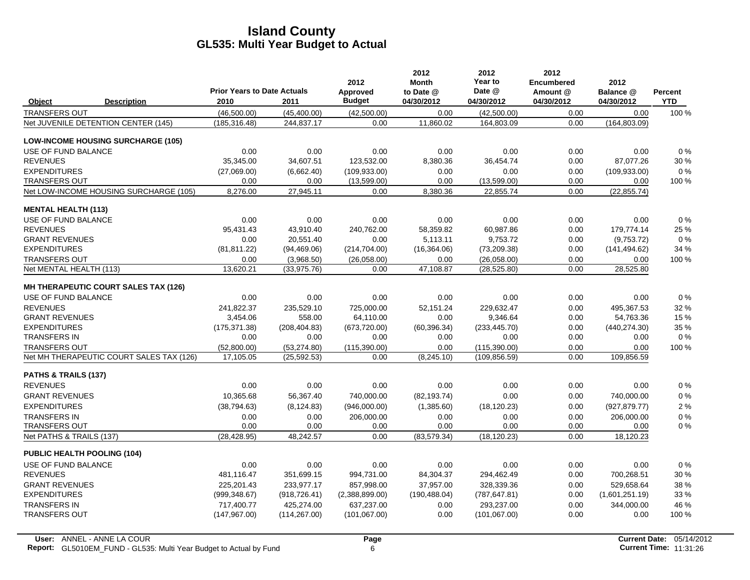# Island County
## GL535: Multi Year Budget to Actual

| Object | Description | Prior Years to Date Actuals 2010 | 2011 | 2012 Approved Budget | 2012 Month to Date @ 04/30/2012 | 2012 Year to Date @ 04/30/2012 | 2012 Encumbered Amount @ 04/30/2012 | 2012 Balance @ 04/30/2012 | Percent YTD |
|---|---|---|---|---|---|---|---|---|---|
| TRANSFERS OUT | | (46,500.00) | (45,400.00) | (42,500.00) | 0.00 | (42,500.00) | 0.00 | 0.00 | 100 % |
| Net JUVENILE DETENTION CENTER (145) | | (185,316.48) | 244,837.17 | 0.00 | 11,860.02 | 164,803.09 | 0.00 | (164,803.09) | |
| **LOW-INCOME HOUSING SURCHARGE (105)** | | | | | | | | | |
| USE OF FUND BALANCE | | 0.00 | 0.00 | 0.00 | 0.00 | 0.00 | 0.00 | 0.00 | 0 % |
| REVENUES | | 35,345.00 | 34,607.51 | 123,532.00 | 8,380.36 | 36,454.74 | 0.00 | 87,077.26 | 30 % |
| EXPENDITURES | | (27,069.00) | (6,662.40) | (109,933.00) | 0.00 | 0.00 | 0.00 | (109,933.00) | 0 % |
| TRANSFERS OUT | | 0.00 | 0.00 | (13,599.00) | 0.00 | (13,599.00) | 0.00 | 0.00 | 100 % |
| Net LOW-INCOME HOUSING SURCHARGE (105) | | 8,276.00 | 27,945.11 | 0.00 | 8,380.36 | 22,855.74 | 0.00 | (22,855.74) | |
| **MENTAL HEALTH (113)** | | | | | | | | | |
| USE OF FUND BALANCE | | 0.00 | 0.00 | 0.00 | 0.00 | 0.00 | 0.00 | 0.00 | 0 % |
| REVENUES | | 95,431.43 | 43,910.40 | 240,762.00 | 58,359.82 | 60,987.86 | 0.00 | 179,774.14 | 25 % |
| GRANT REVENUES | | 0.00 | 20,551.40 | 0.00 | 5,113.11 | 9,753.72 | 0.00 | (9,753.72) | 0 % |
| EXPENDITURES | | (81,811.22) | (94,469.06) | (214,704.00) | (16,364.06) | (73,209.38) | 0.00 | (141,494.62) | 34 % |
| TRANSFERS OUT | | 0.00 | (3,968.50) | (26,058.00) | 0.00 | (26,058.00) | 0.00 | 0.00 | 100 % |
| Net MENTAL HEALTH (113) | | 13,620.21 | (33,975.76) | 0.00 | 47,108.87 | (28,525.80) | 0.00 | 28,525.80 | |
| **MH THERAPEUTIC COURT SALES TAX (126)** | | | | | | | | | |
| USE OF FUND BALANCE | | 0.00 | 0.00 | 0.00 | 0.00 | 0.00 | 0.00 | 0.00 | 0 % |
| REVENUES | | 241,822.37 | 235,529.10 | 725,000.00 | 52,151.24 | 229,632.47 | 0.00 | 495,367.53 | 32 % |
| GRANT REVENUES | | 3,454.06 | 558.00 | 64,110.00 | 0.00 | 9,346.64 | 0.00 | 54,763.36 | 15 % |
| EXPENDITURES | | (175,371.38) | (208,404.83) | (673,720.00) | (60,396.34) | (233,445.70) | 0.00 | (440,274.30) | 35 % |
| TRANSFERS IN | | 0.00 | 0.00 | 0.00 | 0.00 | 0.00 | 0.00 | 0.00 | 0 % |
| TRANSFERS OUT | | (52,800.00) | (53,274.80) | (115,390.00) | 0.00 | (115,390.00) | 0.00 | 0.00 | 100 % |
| Net MH THERAPEUTIC COURT SALES TAX (126) | | 17,105.05 | (25,592.53) | 0.00 | (8,245.10) | (109,856.59) | 0.00 | 109,856.59 | |
| **PATHS & TRAILS (137)** | | | | | | | | | |
| REVENUES | | 0.00 | 0.00 | 0.00 | 0.00 | 0.00 | 0.00 | 0.00 | 0 % |
| GRANT REVENUES | | 10,365.68 | 56,367.40 | 740,000.00 | (82,193.74) | 0.00 | 0.00 | 740,000.00 | 0 % |
| EXPENDITURES | | (38,794.63) | (8,124.83) | (946,000.00) | (1,385.60) | (18,120.23) | 0.00 | (927,879.77) | 2 % |
| TRANSFERS IN | | 0.00 | 0.00 | 206,000.00 | 0.00 | 0.00 | 0.00 | 206,000.00 | 0 % |
| TRANSFERS OUT | | 0.00 | 0.00 | 0.00 | 0.00 | 0.00 | 0.00 | 0.00 | 0 % |
| Net PATHS & TRAILS (137) | | (28,428.95) | 48,242.57 | 0.00 | (83,579.34) | (18,120.23) | 0.00 | 18,120.23 | |
| **PUBLIC HEALTH POOLING (104)** | | | | | | | | | |
| USE OF FUND BALANCE | | 0.00 | 0.00 | 0.00 | 0.00 | 0.00 | 0.00 | 0.00 | 0 % |
| REVENUES | | 481,116.47 | 351,699.15 | 994,731.00 | 84,304.37 | 294,462.49 | 0.00 | 700,268.51 | 30 % |
| GRANT REVENUES | | 225,201.43 | 233,977.17 | 857,998.00 | 37,957.00 | 328,339.36 | 0.00 | 529,658.64 | 38 % |
| EXPENDITURES | | (999,348.67) | (918,726.41) | (2,388,899.00) | (190,488.04) | (787,647.81) | 0.00 | (1,601,251.19) | 33 % |
| TRANSFERS IN | | 717,400.77 | 425,274.00 | 637,237.00 | 0.00 | 293,237.00 | 0.00 | 344,000.00 | 46 % |
| TRANSFERS OUT | | (147,967.00) | (114,267.00) | (101,067.00) | 0.00 | (101,067.00) | 0.00 | 0.00 | 100 % |

User: ANNEL - ANNE LA COUR
Report: GL5010EM_FUND - GL535: Multi Year Budget to Actual by Fund
Current Date: 05/14/2012
Current Time: 11:31:26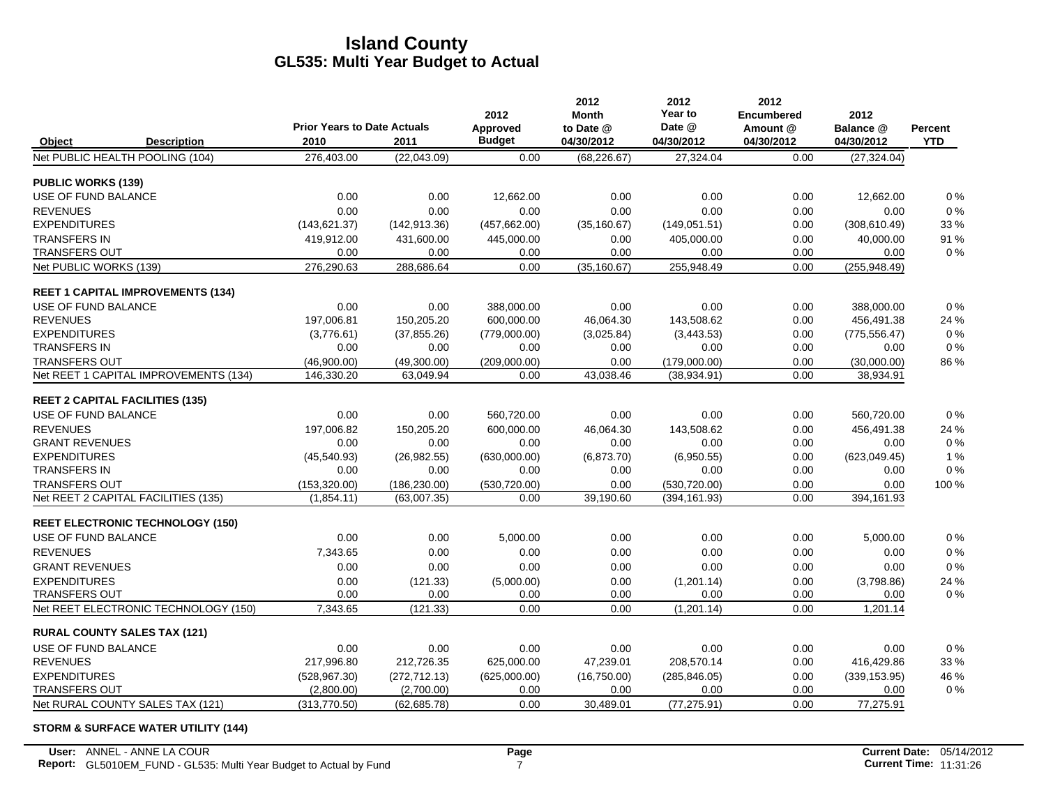# Island County
## GL535: Multi Year Budget to Actual

| Object | Description | Prior Years to Date Actuals 2010 | 2011 | 2012 Approved Budget | 2012 Month to Date @ 04/30/2012 | 2012 Year to Date @ 04/30/2012 | 2012 Encumbered Amount @ 04/30/2012 | 2012 Balance @ 04/30/2012 | Percent YTD |
|---|---|---|---|---|---|---|---|---|---|
| Net PUBLIC HEALTH POOLING (104) | | 276,403.00 | (22,043.09) | 0.00 | (68,226.67) | 27,324.04 | 0.00 | (27,324.04) | |
| **PUBLIC WORKS (139)** | | | | | | | | | |
| USE OF FUND BALANCE | | 0.00 | 0.00 | 12,662.00 | 0.00 | 0.00 | 0.00 | 12,662.00 | 0 % |
| REVENUES | | 0.00 | 0.00 | 0.00 | 0.00 | 0.00 | 0.00 | 0.00 | 0 % |
| EXPENDITURES | | (143,621.37) | (142,913.36) | (457,662.00) | (35,160.67) | (149,051.51) | 0.00 | (308,610.49) | 33 % |
| TRANSFERS IN | | 419,912.00 | 431,600.00 | 445,000.00 | 0.00 | 405,000.00 | 0.00 | 40,000.00 | 91 % |
| TRANSFERS OUT | | 0.00 | 0.00 | 0.00 | 0.00 | 0.00 | 0.00 | 0.00 | 0 % |
| Net PUBLIC WORKS (139) | | 276,290.63 | 288,686.64 | 0.00 | (35,160.67) | 255,948.49 | 0.00 | (255,948.49) | |
| **REET 1 CAPITAL IMPROVEMENTS (134)** | | | | | | | | | |
| USE OF FUND BALANCE | | 0.00 | 0.00 | 388,000.00 | 0.00 | 0.00 | 0.00 | 388,000.00 | 0 % |
| REVENUES | | 197,006.81 | 150,205.20 | 600,000.00 | 46,064.30 | 143,508.62 | 0.00 | 456,491.38 | 24 % |
| EXPENDITURES | | (3,776.61) | (37,855.26) | (779,000.00) | (3,025.84) | (3,443.53) | 0.00 | (775,556.47) | 0 % |
| TRANSFERS IN | | 0.00 | 0.00 | 0.00 | 0.00 | 0.00 | 0.00 | 0.00 | 0 % |
| TRANSFERS OUT | | (46,900.00) | (49,300.00) | (209,000.00) | 0.00 | (179,000.00) | 0.00 | (30,000.00) | 86 % |
| Net REET 1 CAPITAL IMPROVEMENTS (134) | | 146,330.20 | 63,049.94 | 0.00 | 43,038.46 | (38,934.91) | 0.00 | 38,934.91 | |
| **REET 2 CAPITAL FACILITIES (135)** | | | | | | | | | |
| USE OF FUND BALANCE | | 0.00 | 0.00 | 560,720.00 | 0.00 | 0.00 | 0.00 | 560,720.00 | 0 % |
| REVENUES | | 197,006.82 | 150,205.20 | 600,000.00 | 46,064.30 | 143,508.62 | 0.00 | 456,491.38 | 24 % |
| GRANT REVENUES | | 0.00 | 0.00 | 0.00 | 0.00 | 0.00 | 0.00 | 0.00 | 0 % |
| EXPENDITURES | | (45,540.93) | (26,982.55) | (630,000.00) | (6,873.70) | (6,950.55) | 0.00 | (623,049.45) | 1 % |
| TRANSFERS IN | | 0.00 | 0.00 | 0.00 | 0.00 | 0.00 | 0.00 | 0.00 | 0 % |
| TRANSFERS OUT | | (153,320.00) | (186,230.00) | (530,720.00) | 0.00 | (530,720.00) | 0.00 | 0.00 | 100 % |
| Net REET 2 CAPITAL FACILITIES (135) | | (1,854.11) | (63,007.35) | 0.00 | 39,190.60 | (394,161.93) | 0.00 | 394,161.93 | |
| **REET ELECTRONIC TECHNOLOGY (150)** | | | | | | | | | |
| USE OF FUND BALANCE | | 0.00 | 0.00 | 5,000.00 | 0.00 | 0.00 | 0.00 | 5,000.00 | 0 % |
| REVENUES | | 7,343.65 | 0.00 | 0.00 | 0.00 | 0.00 | 0.00 | 0.00 | 0 % |
| GRANT REVENUES | | 0.00 | 0.00 | 0.00 | 0.00 | 0.00 | 0.00 | 0.00 | 0 % |
| EXPENDITURES | | 0.00 | (121.33) | (5,000.00) | 0.00 | (1,201.14) | 0.00 | (3,798.86) | 24 % |
| TRANSFERS OUT | | 0.00 | 0.00 | 0.00 | 0.00 | 0.00 | 0.00 | 0.00 | 0 % |
| Net REET ELECTRONIC TECHNOLOGY (150) | | 7,343.65 | (121.33) | 0.00 | 0.00 | (1,201.14) | 0.00 | 1,201.14 | |
| **RURAL COUNTY SALES TAX (121)** | | | | | | | | | |
| USE OF FUND BALANCE | | 0.00 | 0.00 | 0.00 | 0.00 | 0.00 | 0.00 | 0.00 | 0 % |
| REVENUES | | 217,996.80 | 212,726.35 | 625,000.00 | 47,239.01 | 208,570.14 | 0.00 | 416,429.86 | 33 % |
| EXPENDITURES | | (528,967.30) | (272,712.13) | (625,000.00) | (16,750.00) | (285,846.05) | 0.00 | (339,153.95) | 46 % |
| TRANSFERS OUT | | (2,800.00) | (2,700.00) | 0.00 | 0.00 | 0.00 | 0.00 | 0.00 | 0 % |
| Net RURAL COUNTY SALES TAX (121) | | (313,770.50) | (62,685.78) | 0.00 | 30,489.01 | (77,275.91) | 0.00 | 77,275.91 | |
| **STORM & SURFACE WATER UTILITY (144)** | | | | | | | | | |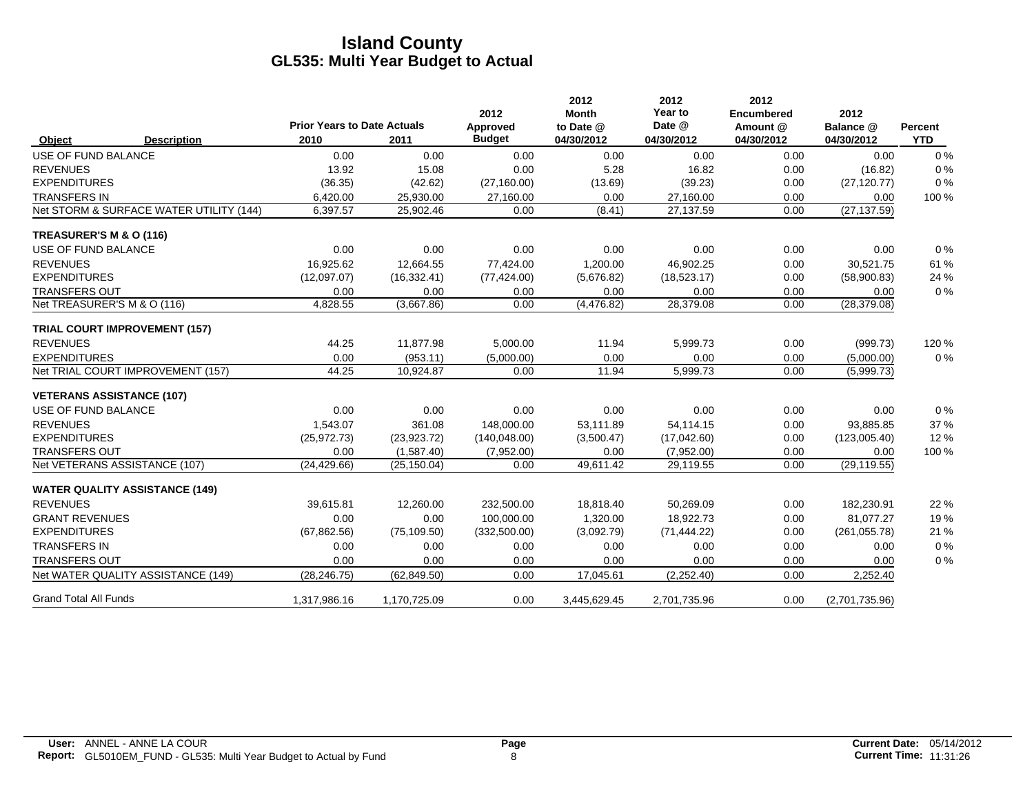# Island County
## GL535: Multi Year Budget to Actual

| Object | Description | Prior Years to Date Actuals 2010 | 2011 | 2012 Approved Budget | 2012 Month to Date @ 04/30/2012 | 2012 Year to Date @ 04/30/2012 | 2012 Encumbered Amount @ 04/30/2012 | 2012 Balance @ 04/30/2012 | Percent YTD |
|---|---|---|---|---|---|---|---|---|---|
| USE OF FUND BALANCE | | 0.00 | 0.00 | 0.00 | 0.00 | 0.00 | 0.00 | 0.00 | 0 % |
| REVENUES | | 13.92 | 15.08 | 0.00 | 5.28 | 16.82 | 0.00 | (16.82) | 0 % |
| EXPENDITURES | | (36.35) | (42.62) | (27,160.00) | (13.69) | (39.23) | 0.00 | (27,120.77) | 0 % |
| TRANSFERS IN | | 6,420.00 | 25,930.00 | 27,160.00 | 0.00 | 27,160.00 | 0.00 | 0.00 | 100 % |
| Net STORM & SURFACE WATER UTILITY (144) | | 6,397.57 | 25,902.46 | 0.00 | (8.41) | 27,137.59 | 0.00 | (27,137.59) | |
| **TREASURER'S M & O (116)** | | | | | | | | | |
| USE OF FUND BALANCE | | 0.00 | 0.00 | 0.00 | 0.00 | 0.00 | 0.00 | 0.00 | 0 % |
| REVENUES | | 16,925.62 | 12,664.55 | 77,424.00 | 1,200.00 | 46,902.25 | 0.00 | 30,521.75 | 61 % |
| EXPENDITURES | | (12,097.07) | (16,332.41) | (77,424.00) | (5,676.82) | (18,523.17) | 0.00 | (58,900.83) | 24 % |
| TRANSFERS OUT | | 0.00 | 0.00 | 0.00 | 0.00 | 0.00 | 0.00 | 0.00 | 0 % |
| Net TREASURER'S M & O (116) | | 4,828.55 | (3,667.86) | 0.00 | (4,476.82) | 28,379.08 | 0.00 | (28,379.08) | |
| **TRIAL COURT IMPROVEMENT (157)** | | | | | | | | | |
| REVENUES | | 44.25 | 11,877.98 | 5,000.00 | 11.94 | 5,999.73 | 0.00 | (999.73) | 120 % |
| EXPENDITURES | | 0.00 | (953.11) | (5,000.00) | 0.00 | 0.00 | 0.00 | (5,000.00) | 0 % |
| Net TRIAL COURT IMPROVEMENT (157) | | 44.25 | 10,924.87 | 0.00 | 11.94 | 5,999.73 | 0.00 | (5,999.73) | |
| **VETERANS ASSISTANCE (107)** | | | | | | | | | |
| USE OF FUND BALANCE | | 0.00 | 0.00 | 0.00 | 0.00 | 0.00 | 0.00 | 0.00 | 0 % |
| REVENUES | | 1,543.07 | 361.08 | 148,000.00 | 53,111.89 | 54,114.15 | 0.00 | 93,885.85 | 37 % |
| EXPENDITURES | | (25,972.73) | (23,923.72) | (140,048.00) | (3,500.47) | (17,042.60) | 0.00 | (123,005.40) | 12 % |
| TRANSFERS OUT | | 0.00 | (1,587.40) | (7,952.00) | 0.00 | (7,952.00) | 0.00 | 0.00 | 100 % |
| Net VETERANS ASSISTANCE (107) | | (24,429.66) | (25,150.04) | 0.00 | 49,611.42 | 29,119.55 | 0.00 | (29,119.55) | |
| **WATER QUALITY ASSISTANCE (149)** | | | | | | | | | |
| REVENUES | | 39,615.81 | 12,260.00 | 232,500.00 | 18,818.40 | 50,269.09 | 0.00 | 182,230.91 | 22 % |
| GRANT REVENUES | | 0.00 | 0.00 | 100,000.00 | 1,320.00 | 18,922.73 | 0.00 | 81,077.27 | 19 % |
| EXPENDITURES | | (67,862.56) | (75,109.50) | (332,500.00) | (3,092.79) | (71,444.22) | 0.00 | (261,055.78) | 21 % |
| TRANSFERS IN | | 0.00 | 0.00 | 0.00 | 0.00 | 0.00 | 0.00 | 0.00 | 0 % |
| TRANSFERS OUT | | 0.00 | 0.00 | 0.00 | 0.00 | 0.00 | 0.00 | 0.00 | 0 % |
| Net WATER QUALITY ASSISTANCE (149) | | (28,246.75) | (62,849.50) | 0.00 | 17,045.61 | (2,252.40) | 0.00 | 2,252.40 | |
| Grand Total All Funds | | 1,317,986.16 | 1,170,725.09 | 0.00 | 3,445,629.45 | 2,701,735.96 | 0.00 | (2,701,735.96) | |

**User:** ANNEL - ANNE LA COUR
**Report:** GL5010EM_FUND - GL535: Multi Year Budget to Actual by Fund

**Current Date:** 05/14/2012
**Current Time:** 11:31:26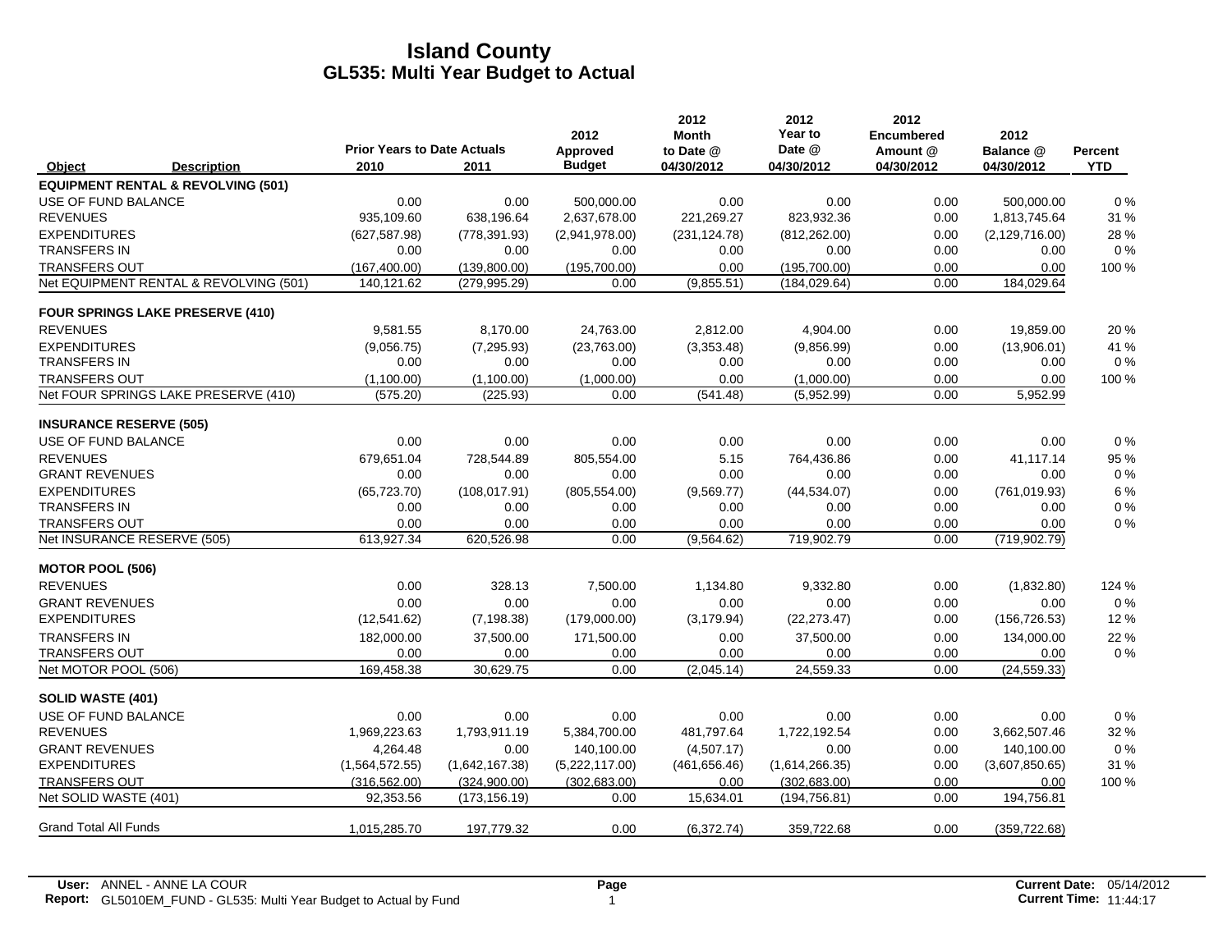# Island County
## GL535: Multi Year Budget to Actual

| Object | Description | Prior Years to Date Actuals 2010 | Prior Years to Date Actuals 2011 | 2012 Approved Budget | 2012 Month to Date @ 04/30/2012 | 2012 Year to Date @ 04/30/2012 | 2012 Encumbered Amount @ 04/30/2012 | 2012 Balance @ 04/30/2012 | Percent YTD |
|---|---|---|---|---|---|---|---|---|---|
| **EQUIPMENT RENTAL & REVOLVING (501)** | | | | | | | | | |
| USE OF FUND BALANCE | | 0.00 | 0.00 | 500,000.00 | 0.00 | 0.00 | 0.00 | 500,000.00 | 0 % |
| REVENUES | | 935,109.60 | 638,196.64 | 2,637,678.00 | 221,269.27 | 823,932.36 | 0.00 | 1,813,745.64 | 31 % |
| EXPENDITURES | | (627,587.98) | (778,391.93) | (2,941,978.00) | (231,124.78) | (812,262.00) | 0.00 | (2,129,716.00) | 28 % |
| TRANSFERS IN | | 0.00 | 0.00 | 0.00 | 0.00 | 0.00 | 0.00 | 0.00 | 0 % |
| TRANSFERS OUT | | (167,400.00) | (139,800.00) | (195,700.00) | 0.00 | (195,700.00) | 0.00 | 0.00 | 100 % |
| Net EQUIPMENT RENTAL & REVOLVING (501) | | 140,121.62 | (279,995.29) | 0.00 | (9,855.51) | (184,029.64) | 0.00 | 184,029.64 | |
| **FOUR SPRINGS LAKE PRESERVE (410)** | | | | | | | | | |
| REVENUES | | 9,581.55 | 8,170.00 | 24,763.00 | 2,812.00 | 4,904.00 | 0.00 | 19,859.00 | 20 % |
| EXPENDITURES | | (9,056.75) | (7,295.93) | (23,763.00) | (3,353.48) | (9,856.99) | 0.00 | (13,906.01) | 41 % |
| TRANSFERS IN | | 0.00 | 0.00 | 0.00 | 0.00 | 0.00 | 0.00 | 0.00 | 0 % |
| TRANSFERS OUT | | (1,100.00) | (1,100.00) | (1,000.00) | 0.00 | (1,000.00) | 0.00 | 0.00 | 100 % |
| Net FOUR SPRINGS LAKE PRESERVE (410) | | (575.20) | (225.93) | 0.00 | (541.48) | (5,952.99) | 0.00 | 5,952.99 | |
| **INSURANCE RESERVE (505)** | | | | | | | | | |
| USE OF FUND BALANCE | | 0.00 | 0.00 | 0.00 | 0.00 | 0.00 | 0.00 | 0.00 | 0 % |
| REVENUES | | 679,651.04 | 728,544.89 | 805,554.00 | 5.15 | 764,436.86 | 0.00 | 41,117.14 | 95 % |
| GRANT REVENUES | | 0.00 | 0.00 | 0.00 | 0.00 | 0.00 | 0.00 | 0.00 | 0 % |
| EXPENDITURES | | (65,723.70) | (108,017.91) | (805,554.00) | (9,569.77) | (44,534.07) | 0.00 | (761,019.93) | 6 % |
| TRANSFERS IN | | 0.00 | 0.00 | 0.00 | 0.00 | 0.00 | 0.00 | 0.00 | 0 % |
| TRANSFERS OUT | | 0.00 | 0.00 | 0.00 | 0.00 | 0.00 | 0.00 | 0.00 | 0 % |
| Net INSURANCE RESERVE (505) | | 613,927.34 | 620,526.98 | 0.00 | (9,564.62) | 719,902.79 | 0.00 | (719,902.79) | |
| **MOTOR POOL (506)** | | | | | | | | | |
| REVENUES | | 0.00 | 328.13 | 7,500.00 | 1,134.80 | 9,332.80 | 0.00 | (1,832.80) | 124 % |
| GRANT REVENUES | | 0.00 | 0.00 | 0.00 | 0.00 | 0.00 | 0.00 | 0.00 | 0 % |
| EXPENDITURES | | (12,541.62) | (7,198.38) | (179,000.00) | (3,179.94) | (22,273.47) | 0.00 | (156,726.53) | 12 % |
| TRANSFERS IN | | 182,000.00 | 37,500.00 | 171,500.00 | 0.00 | 37,500.00 | 0.00 | 134,000.00 | 22 % |
| TRANSFERS OUT | | 0.00 | 0.00 | 0.00 | 0.00 | 0.00 | 0.00 | 0.00 | 0 % |
| Net MOTOR POOL (506) | | 169,458.38 | 30,629.75 | 0.00 | (2,045.14) | 24,559.33 | 0.00 | (24,559.33) | |
| **SOLID WASTE (401)** | | | | | | | | | |
| USE OF FUND BALANCE | | 0.00 | 0.00 | 0.00 | 0.00 | 0.00 | 0.00 | 0.00 | 0 % |
| REVENUES | | 1,969,223.63 | 1,793,911.19 | 5,384,700.00 | 481,797.64 | 1,722,192.54 | 0.00 | 3,662,507.46 | 32 % |
| GRANT REVENUES | | 4,264.48 | 0.00 | 140,100.00 | (4,507.17) | 0.00 | 0.00 | 140,100.00 | 0 % |
| EXPENDITURES | | (1,564,572.55) | (1,642,167.38) | (5,222,117.00) | (461,656.46) | (1,614,266.35) | 0.00 | (3,607,850.65) | 31 % |
| TRANSFERS OUT | | (316,562.00) | (324,900.00) | (302,683.00) | 0.00 | (302,683.00) | 0.00 | 0.00 | 100 % |
| Net SOLID WASTE (401) | | 92,353.56 | (173,156.19) | 0.00 | 15,634.01 | (194,756.81) | 0.00 | 194,756.81 | |
| Grand Total All Funds | | 1,015,285.70 | 197,779.32 | 0.00 | (6,372.74) | 359,722.68 | 0.00 | (359,722.68) | |

**User:** ANNEL - ANNE LA COUR
**Report:** GL5010EM_FUND - GL535: Multi Year Budget to Actual by Fund

**Current Date:** 05/14/2012
**Current Time:** 11:44:17